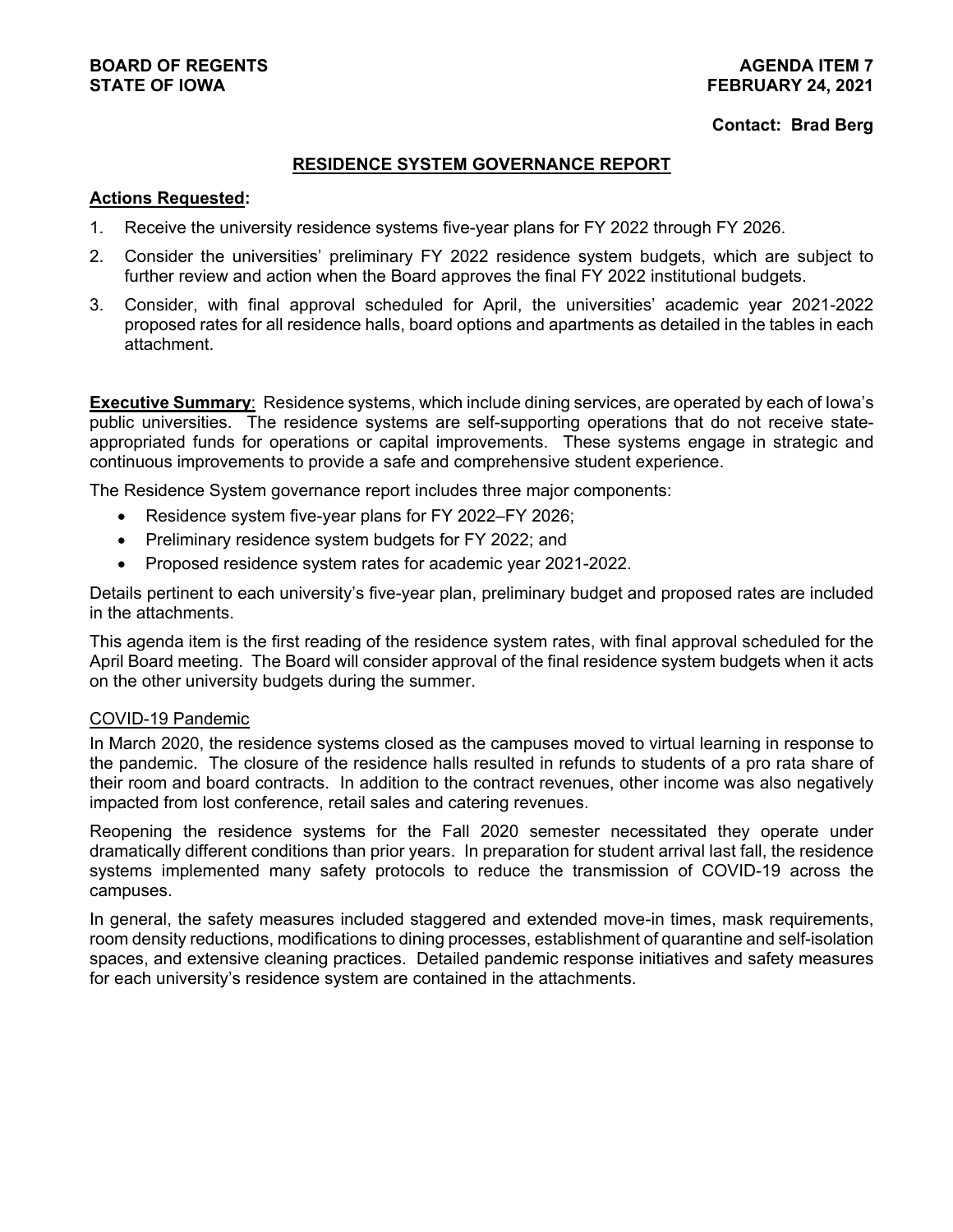**BOARD OF REGENTS**
**STATE OF IOWA**

**AGENDA ITEM 7**
**FEBRUARY 24, 2021**

**Contact: Brad Berg**

## RESIDENCE SYSTEM GOVERNANCE REPORT

**Actions Requested:**

1. Receive the university residence systems five-year plans for FY 2022 through FY 2026.
2. Consider the universities' preliminary FY 2022 residence system budgets, which are subject to further review and action when the Board approves the final FY 2022 institutional budgets.
3. Consider, with final approval scheduled for April, the universities' academic year 2021-2022 proposed rates for all residence halls, board options and apartments as detailed in the tables in each attachment.

**Executive Summary**: Residence systems, which include dining services, are operated by each of Iowa's public universities. The residence systems are self-supporting operations that do not receive state-appropriated funds for operations or capital improvements. These systems engage in strategic and continuous improvements to provide a safe and comprehensive student experience.

The Residence System governance report includes three major components:

- Residence system five-year plans for FY 2022–FY 2026;
- Preliminary residence system budgets for FY 2022; and
- Proposed residence system rates for academic year 2021-2022.

Details pertinent to each university's five-year plan, preliminary budget and proposed rates are included in the attachments.

This agenda item is the first reading of the residence system rates, with final approval scheduled for the April Board meeting. The Board will consider approval of the final residence system budgets when it acts on the other university budgets during the summer.

### COVID-19 Pandemic

In March 2020, the residence systems closed as the campuses moved to virtual learning in response to the pandemic. The closure of the residence halls resulted in refunds to students of a pro rata share of their room and board contracts. In addition to the contract revenues, other income was also negatively impacted from lost conference, retail sales and catering revenues.

Reopening the residence systems for the Fall 2020 semester necessitated they operate under dramatically different conditions than prior years. In preparation for student arrival last fall, the residence systems implemented many safety protocols to reduce the transmission of COVID-19 across the campuses.

In general, the safety measures included staggered and extended move-in times, mask requirements, room density reductions, modifications to dining processes, establishment of quarantine and self-isolation spaces, and extensive cleaning practices. Detailed pandemic response initiatives and safety measures for each university's residence system are contained in the attachments.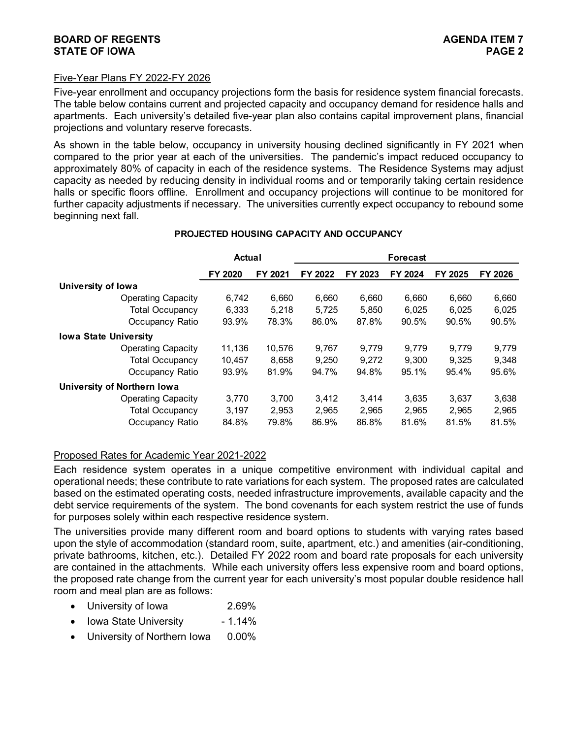## Five-Year Plans FY 2022-FY 2026

Five-year enrollment and occupancy projections form the basis for residence system financial forecasts. The table below contains current and projected capacity and occupancy demand for residence halls and apartments. Each university's detailed five-year plan also contains capital improvement plans, financial projections and voluntary reserve forecasts.

As shown in the table below, occupancy in university housing declined significantly in FY 2021 when compared to the prior year at each of the universities. The pandemic's impact reduced occupancy to approximately 80% of capacity in each of the residence systems. The Residence Systems may adjust capacity as needed by reducing density in individual rooms and or temporarily taking certain residence halls or specific floors offline. Enrollment and occupancy projections will continue to be monitored for further capacity adjustments if necessary. The universities currently expect occupancy to rebound some beginning next fall.

**PROJECTED HOUSING CAPACITY AND OCCUPANCY**

| | Actual | | Forecast | | | | |
|---|---|---|---|---|---|---|---|
| | FY 2020 | FY 2021 | FY 2022 | FY 2023 | FY 2024 | FY 2025 | FY 2026 |
| **University of Iowa** | | | | | | | |
| Operating Capacity | 6,742 | 6,660 | 6,660 | 6,660 | 6,660 | 6,660 | 6,660 |
| Total Occupancy | 6,333 | 5,218 | 5,725 | 5,850 | 6,025 | 6,025 | 6,025 |
| Occupancy Ratio | 93.9% | 78.3% | 86.0% | 87.8% | 90.5% | 90.5% | 90.5% |
| **Iowa State University** | | | | | | | |
| Operating Capacity | 11,136 | 10,576 | 9,767 | 9,779 | 9,779 | 9,779 | 9,779 |
| Total Occupancy | 10,457 | 8,658 | 9,250 | 9,272 | 9,300 | 9,325 | 9,348 |
| Occupancy Ratio | 93.9% | 81.9% | 94.7% | 94.8% | 95.1% | 95.4% | 95.6% |
| **University of Northern Iowa** | | | | | | | |
| Operating Capacity | 3,770 | 3,700 | 3,412 | 3,414 | 3,635 | 3,637 | 3,638 |
| Total Occupancy | 3,197 | 2,953 | 2,965 | 2,965 | 2,965 | 2,965 | 2,965 |
| Occupancy Ratio | 84.8% | 79.8% | 86.9% | 86.8% | 81.6% | 81.5% | 81.5% |

## Proposed Rates for Academic Year 2021-2022

Each residence system operates in a unique competitive environment with individual capital and operational needs; these contribute to rate variations for each system. The proposed rates are calculated based on the estimated operating costs, needed infrastructure improvements, available capacity and the debt service requirements of the system. The bond covenants for each system restrict the use of funds for purposes solely within each respective residence system.

The universities provide many different room and board options to students with varying rates based upon the style of accommodation (standard room, suite, apartment, etc.) and amenities (air-conditioning, private bathrooms, kitchen, etc.). Detailed FY 2022 room and board rate proposals for each university are contained in the attachments. While each university offers less expensive room and board options, the proposed rate change from the current year for each university's most popular double residence hall room and meal plan are as follows:

- University of Iowa 2.69%
- Iowa State University - 1.14%
- University of Northern Iowa 0.00%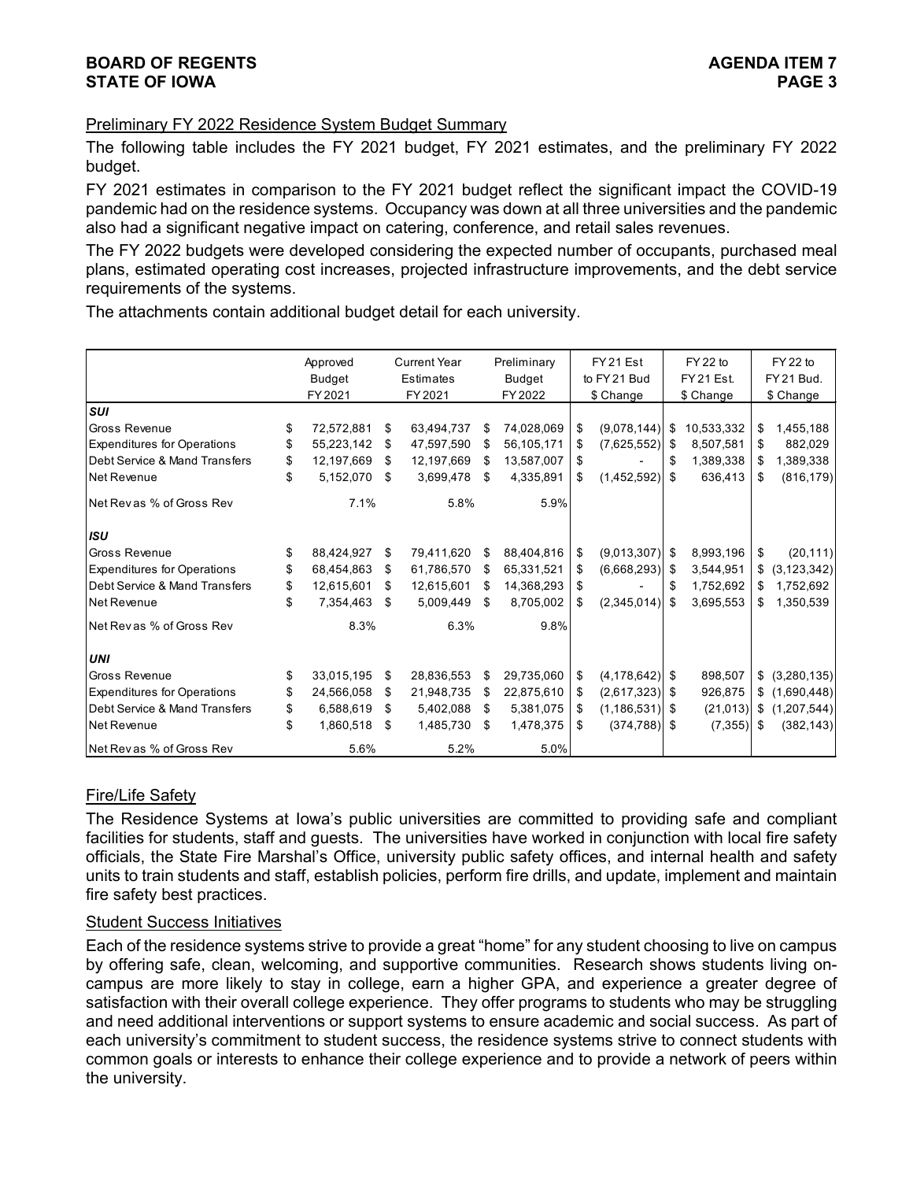## Preliminary FY 2022 Residence System Budget Summary

The following table includes the FY 2021 budget, FY 2021 estimates, and the preliminary FY 2022 budget.

FY 2021 estimates in comparison to the FY 2021 budget reflect the significant impact the COVID-19 pandemic had on the residence systems. Occupancy was down at all three universities and the pandemic also had a significant negative impact on catering, conference, and retail sales revenues.

The FY 2022 budgets were developed considering the expected number of occupants, purchased meal plans, estimated operating cost increases, projected infrastructure improvements, and the debt service requirements of the systems.

The attachments contain additional budget detail for each university.

| | Approved Budget FY 2021 | Current Year Estimates FY 2021 | Preliminary Budget FY 2022 | FY 21 Est to FY 21 Bud $ Change | FY 22 to FY 21 Est. $ Change | FY 22 to FY 21 Bud. $ Change |
|---|---|---|---|---|---|---|
| ***SUI*** | | | | | | |
| Gross Revenue | $ 72,572,881 | $ 63,494,737 | $ 74,028,069 | $ (9,078,144) | $ 10,533,332 | $ 1,455,188 |
| Expenditures for Operations | $ 55,223,142 | $ 47,597,590 | $ 56,105,171 | $ (7,625,552) | $ 8,507,581 | $ 882,029 |
| Debt Service & Mand Transfers | $ 12,197,669 | $ 12,197,669 | $ 13,587,007 | $ - | $ 1,389,338 | $ 1,389,338 |
| Net Revenue | $ 5,152,070 | $ 3,699,478 | $ 4,335,891 | $ (1,452,592) | $ 636,413 | $ (816,179) |
| Net Rev as % of Gross Rev | 7.1% | 5.8% | 5.9% | | | |
| ***ISU*** | | | | | | |
| Gross Revenue | $ 88,424,927 | $ 79,411,620 | $ 88,404,816 | $ (9,013,307) | $ 8,993,196 | $ (20,111) |
| Expenditures for Operations | $ 68,454,863 | $ 61,786,570 | $ 65,331,521 | $ (6,668,293) | $ 3,544,951 | $ (3,123,342) |
| Debt Service & Mand Transfers | $ 12,615,601 | $ 12,615,601 | $ 14,368,293 | $ - | $ 1,752,692 | $ 1,752,692 |
| Net Revenue | $ 7,354,463 | $ 5,009,449 | $ 8,705,002 | $ (2,345,014) | $ 3,695,553 | $ 1,350,539 |
| Net Rev as % of Gross Rev | 8.3% | 6.3% | 9.8% | | | |
| ***UNI*** | | | | | | |
| Gross Revenue | $ 33,015,195 | $ 28,836,553 | $ 29,735,060 | $ (4,178,642) | $ 898,507 | $ (3,280,135) |
| Expenditures for Operations | $ 24,566,058 | $ 21,948,735 | $ 22,875,610 | $ (2,617,323) | $ 926,875 | $ (1,690,448) |
| Debt Service & Mand Transfers | $ 6,588,619 | $ 5,402,088 | $ 5,381,075 | $ (1,186,531) | $ (21,013) | $ (1,207,544) |
| Net Revenue | $ 1,860,518 | $ 1,485,730 | $ 1,478,375 | $ (374,788) | $ (7,355) | $ (382,143) |
| Net Rev as % of Gross Rev | 5.6% | 5.2% | 5.0% | | | |

## Fire/Life Safety

The Residence Systems at Iowa's public universities are committed to providing safe and compliant facilities for students, staff and guests. The universities have worked in conjunction with local fire safety officials, the State Fire Marshal's Office, university public safety offices, and internal health and safety units to train students and staff, establish policies, perform fire drills, and update, implement and maintain fire safety best practices.

## Student Success Initiatives

Each of the residence systems strive to provide a great "home" for any student choosing to live on campus by offering safe, clean, welcoming, and supportive communities. Research shows students living on-campus are more likely to stay in college, earn a higher GPA, and experience a greater degree of satisfaction with their overall college experience. They offer programs to students who may be struggling and need additional interventions or support systems to ensure academic and social success. As part of each university's commitment to student success, the residence systems strive to connect students with common goals or interests to enhance their college experience and to provide a network of peers within the university.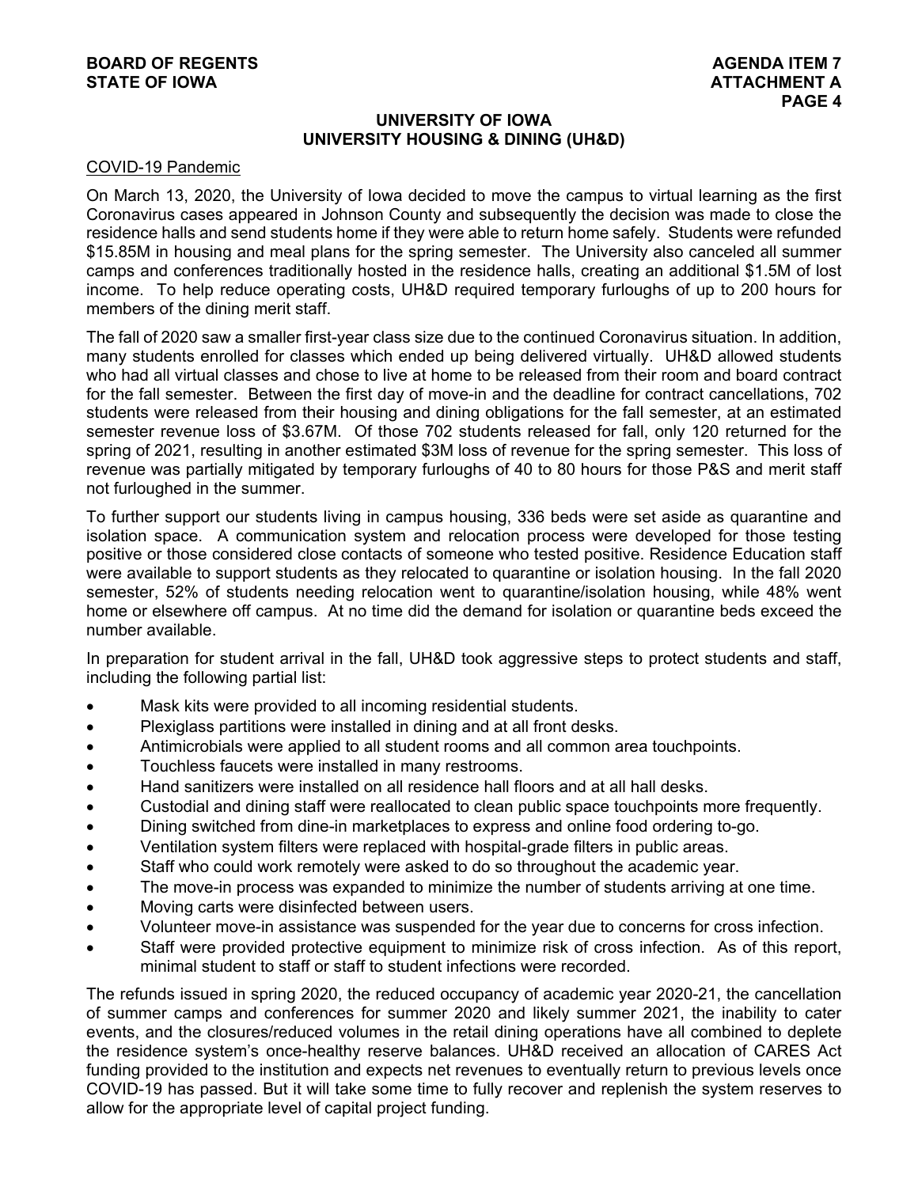## UNIVERSITY OF IOWA
## UNIVERSITY HOUSING & DINING (UH&D)

### COVID-19 Pandemic

On March 13, 2020, the University of Iowa decided to move the campus to virtual learning as the first Coronavirus cases appeared in Johnson County and subsequently the decision was made to close the residence halls and send students home if they were able to return home safely. Students were refunded $15.85M in housing and meal plans for the spring semester. The University also canceled all summer camps and conferences traditionally hosted in the residence halls, creating an additional $1.5M of lost income. To help reduce operating costs, UH&D required temporary furloughs of up to 200 hours for members of the dining merit staff.

The fall of 2020 saw a smaller first-year class size due to the continued Coronavirus situation. In addition, many students enrolled for classes which ended up being delivered virtually. UH&D allowed students who had all virtual classes and chose to live at home to be released from their room and board contract for the fall semester. Between the first day of move-in and the deadline for contract cancellations, 702 students were released from their housing and dining obligations for the fall semester, at an estimated semester revenue loss of $3.67M. Of those 702 students released for fall, only 120 returned for the spring of 2021, resulting in another estimated $3M loss of revenue for the spring semester. This loss of revenue was partially mitigated by temporary furloughs of 40 to 80 hours for those P&S and merit staff not furloughed in the summer.

To further support our students living in campus housing, 336 beds were set aside as quarantine and isolation space. A communication system and relocation process were developed for those testing positive or those considered close contacts of someone who tested positive. Residence Education staff were available to support students as they relocated to quarantine or isolation housing. In the fall 2020 semester, 52% of students needing relocation went to quarantine/isolation housing, while 48% went home or elsewhere off campus. At no time did the demand for isolation or quarantine beds exceed the number available.

In preparation for student arrival in the fall, UH&D took aggressive steps to protect students and staff, including the following partial list:

- Mask kits were provided to all incoming residential students.
- Plexiglass partitions were installed in dining and at all front desks.
- Antimicrobials were applied to all student rooms and all common area touchpoints.
- Touchless faucets were installed in many restrooms.
- Hand sanitizers were installed on all residence hall floors and at all hall desks.
- Custodial and dining staff were reallocated to clean public space touchpoints more frequently.
- Dining switched from dine-in marketplaces to express and online food ordering to-go.
- Ventilation system filters were replaced with hospital-grade filters in public areas.
- Staff who could work remotely were asked to do so throughout the academic year.
- The move-in process was expanded to minimize the number of students arriving at one time.
- Moving carts were disinfected between users.
- Volunteer move-in assistance was suspended for the year due to concerns for cross infection.
- Staff were provided protective equipment to minimize risk of cross infection. As of this report, minimal student to staff or staff to student infections were recorded.

The refunds issued in spring 2020, the reduced occupancy of academic year 2020-21, the cancellation of summer camps and conferences for summer 2020 and likely summer 2021, the inability to cater events, and the closures/reduced volumes in the retail dining operations have all combined to deplete the residence system's once-healthy reserve balances. UH&D received an allocation of CARES Act funding provided to the institution and expects net revenues to eventually return to previous levels once COVID-19 has passed. But it will take some time to fully recover and replenish the system reserves to allow for the appropriate level of capital project funding.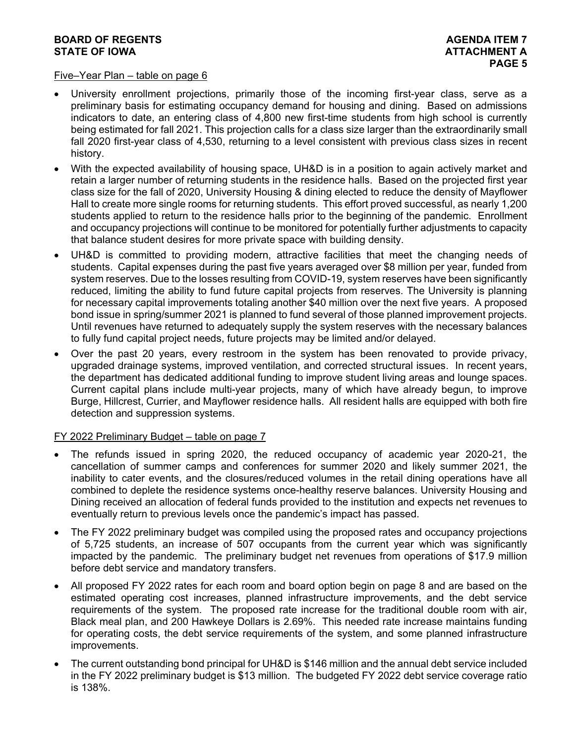Five–Year Plan – table on page 6

- University enrollment projections, primarily those of the incoming first-year class, serve as a preliminary basis for estimating occupancy demand for housing and dining. Based on admissions indicators to date, an entering class of 4,800 new first-time students from high school is currently being estimated for fall 2021. This projection calls for a class size larger than the extraordinarily small fall 2020 first-year class of 4,530, returning to a level consistent with previous class sizes in recent history.
- With the expected availability of housing space, UH&D is in a position to again actively market and retain a larger number of returning students in the residence halls. Based on the projected first year class size for the fall of 2020, University Housing & dining elected to reduce the density of Mayflower Hall to create more single rooms for returning students. This effort proved successful, as nearly 1,200 students applied to return to the residence halls prior to the beginning of the pandemic. Enrollment and occupancy projections will continue to be monitored for potentially further adjustments to capacity that balance student desires for more private space with building density.
- UH&D is committed to providing modern, attractive facilities that meet the changing needs of students. Capital expenses during the past five years averaged over $8 million per year, funded from system reserves. Due to the losses resulting from COVID-19, system reserves have been significantly reduced, limiting the ability to fund future capital projects from reserves. The University is planning for necessary capital improvements totaling another $40 million over the next five years. A proposed bond issue in spring/summer 2021 is planned to fund several of those planned improvement projects. Until revenues have returned to adequately supply the system reserves with the necessary balances to fully fund capital project needs, future projects may be limited and/or delayed.
- Over the past 20 years, every restroom in the system has been renovated to provide privacy, upgraded drainage systems, improved ventilation, and corrected structural issues. In recent years, the department has dedicated additional funding to improve student living areas and lounge spaces. Current capital plans include multi-year projects, many of which have already begun, to improve Burge, Hillcrest, Currier, and Mayflower residence halls. All resident halls are equipped with both fire detection and suppression systems.

FY 2022 Preliminary Budget – table on page 7

- The refunds issued in spring 2020, the reduced occupancy of academic year 2020-21, the cancellation of summer camps and conferences for summer 2020 and likely summer 2021, the inability to cater events, and the closures/reduced volumes in the retail dining operations have all combined to deplete the residence systems once-healthy reserve balances. University Housing and Dining received an allocation of federal funds provided to the institution and expects net revenues to eventually return to previous levels once the pandemic's impact has passed.
- The FY 2022 preliminary budget was compiled using the proposed rates and occupancy projections of 5,725 students, an increase of 507 occupants from the current year which was significantly impacted by the pandemic. The preliminary budget net revenues from operations of $17.9 million before debt service and mandatory transfers.
- All proposed FY 2022 rates for each room and board option begin on page 8 and are based on the estimated operating cost increases, planned infrastructure improvements, and the debt service requirements of the system. The proposed rate increase for the traditional double room with air, Black meal plan, and 200 Hawkeye Dollars is 2.69%. This needed rate increase maintains funding for operating costs, the debt service requirements of the system, and some planned infrastructure improvements.
- The current outstanding bond principal for UH&D is $146 million and the annual debt service included in the FY 2022 preliminary budget is $13 million. The budgeted FY 2022 debt service coverage ratio is 138%.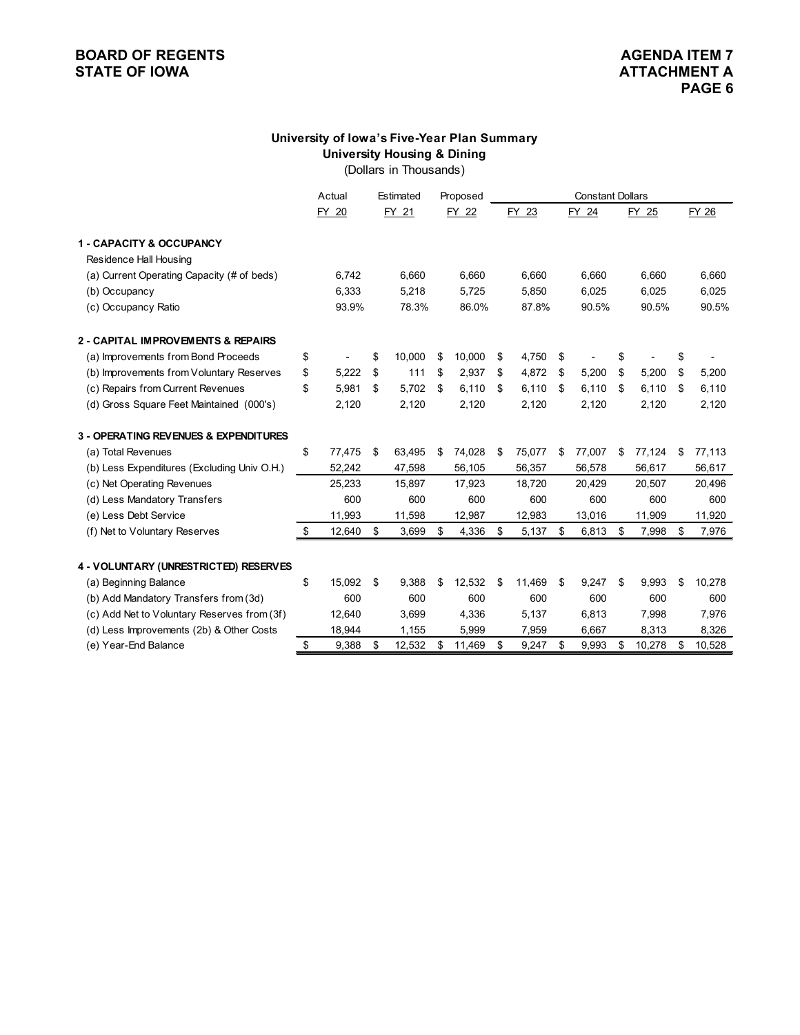BOARD OF REGENTS
STATE OF IOWA

AGENDA ITEM 7
ATTACHMENT A
PAGE 6

## University of Iowa's Five-Year Plan Summary
### University Housing & Dining
(Dollars in Thousands)

| | Actual | Estimated | Proposed | Constant Dollars | | | |
|---|---|---|---|---|---|---|---|
| | FY 20 | FY 21 | FY 22 | FY 23 | FY 24 | FY 25 | FY 26 |
| **1 - CAPACITY & OCCUPANCY** | | | | | | | |
| Residence Hall Housing | | | | | | | |
| (a) Current Operating Capacity (# of beds) | 6,742 | 6,660 | 6,660 | 6,660 | 6,660 | 6,660 | 6,660 |
| (b) Occupancy | 6,333 | 5,218 | 5,725 | 5,850 | 6,025 | 6,025 | 6,025 |
| (c) Occupancy Ratio | 93.9% | 78.3% | 86.0% | 87.8% | 90.5% | 90.5% | 90.5% |
| **2 - CAPITAL IMPROVEMENTS & REPAIRS** | | | | | | | |
| (a) Improvements from Bond Proceeds | $ - | $ 10,000 | $ 10,000 | $ 4,750 | $ - | $ - | $ - |
| (b) Improvements from Voluntary Reserves | $ 5,222 | $ 111 | $ 2,937 | $ 4,872 | $ 5,200 | $ 5,200 | $ 5,200 |
| (c) Repairs from Current Revenues | $ 5,981 | $ 5,702 | $ 6,110 | $ 6,110 | $ 6,110 | $ 6,110 | $ 6,110 |
| (d) Gross Square Feet Maintained (000's) | 2,120 | 2,120 | 2,120 | 2,120 | 2,120 | 2,120 | 2,120 |
| **3 - OPERATING REVENUES & EXPENDITURES** | | | | | | | |
| (a) Total Revenues | $ 77,475 | $ 63,495 | $ 74,028 | $ 75,077 | $ 77,007 | $ 77,124 | $ 77,113 |
| (b) Less Expenditures (Excluding Univ O.H.) | 52,242 | 47,598 | 56,105 | 56,357 | 56,578 | 56,617 | 56,617 |
| (c) Net Operating Revenues | 25,233 | 15,897 | 17,923 | 18,720 | 20,429 | 20,507 | 20,496 |
| (d) Less Mandatory Transfers | 600 | 600 | 600 | 600 | 600 | 600 | 600 |
| (e) Less Debt Service | 11,993 | 11,598 | 12,987 | 12,983 | 13,016 | 11,909 | 11,920 |
| (f) Net to Voluntary Reserves | $ 12,640 | $ 3,699 | $ 4,336 | $ 5,137 | $ 6,813 | $ 7,998 | $ 7,976 |
| **4 - VOLUNTARY (UNRESTRICTED) RESERVES** | | | | | | | |
| (a) Beginning Balance | $ 15,092 | $ 9,388 | $ 12,532 | $ 11,469 | $ 9,247 | $ 9,993 | $ 10,278 |
| (b) Add Mandatory Transfers from (3d) | 600 | 600 | 600 | 600 | 600 | 600 | 600 |
| (c) Add Net to Voluntary Reserves from (3f) | 12,640 | 3,699 | 4,336 | 5,137 | 6,813 | 7,998 | 7,976 |
| (d) Less Improvements (2b) & Other Costs | 18,944 | 1,155 | 5,999 | 7,959 | 6,667 | 8,313 | 8,326 |
| (e) Year-End Balance | $ 9,388 | $ 12,532 | $ 11,469 | $ 9,247 | $ 9,993 | $ 10,278 | $ 10,528 |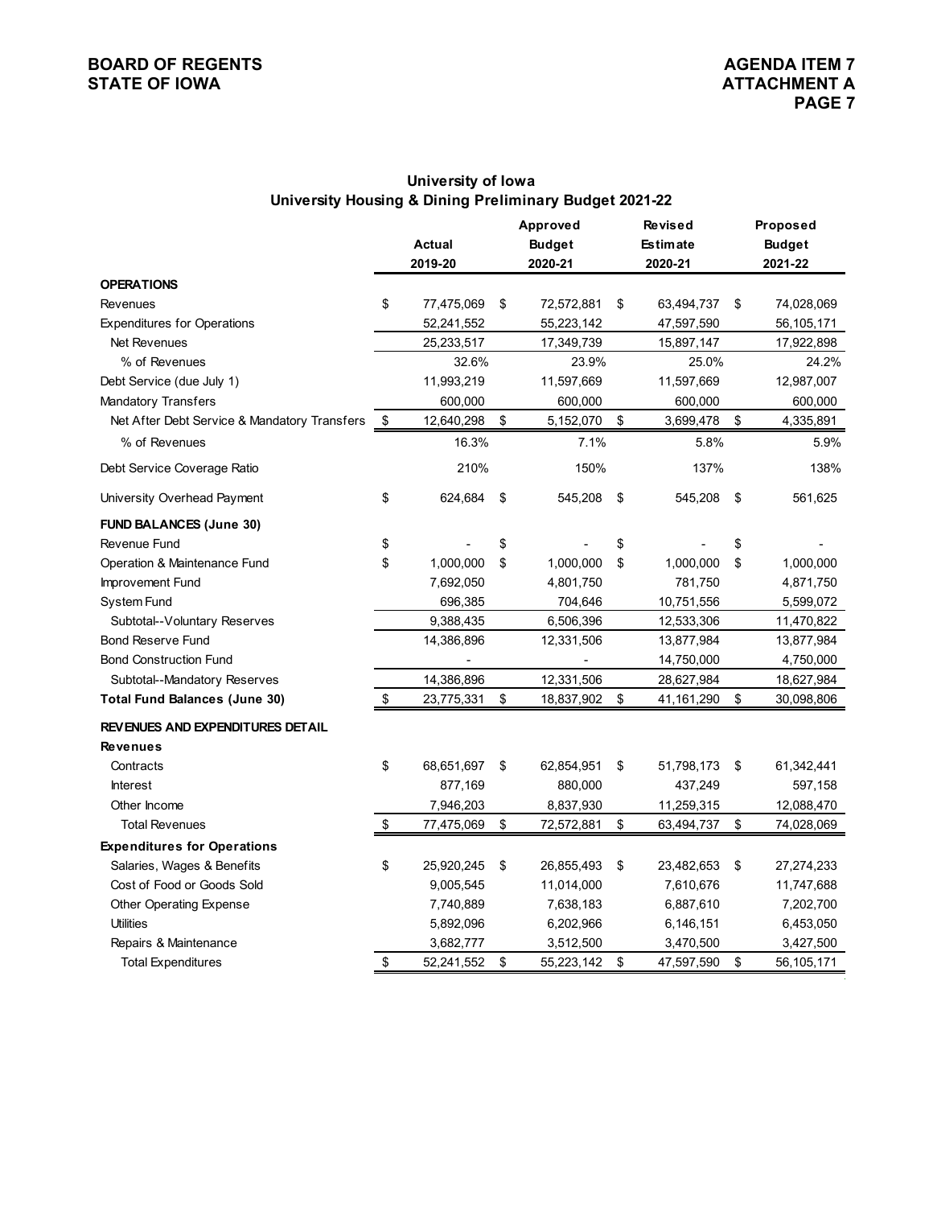## University of Iowa
## University Housing & Dining Preliminary Budget 2021-22

| | Actual 2019-20 | Approved Budget 2020-21 | Revised Estimate 2020-21 | Proposed Budget 2021-22 |
|---|---|---|---|---|
| **OPERATIONS** | | | | |
| Revenues | $ 77,475,069 | $ 72,572,881 | $ 63,494,737 | $ 74,028,069 |
| Expenditures for Operations | 52,241,552 | 55,223,142 | 47,597,590 | 56,105,171 |
| Net Revenues | 25,233,517 | 17,349,739 | 15,897,147 | 17,922,898 |
| % of Revenues | 32.6% | 23.9% | 25.0% | 24.2% |
| Debt Service (due July 1) | 11,993,219 | 11,597,669 | 11,597,669 | 12,987,007 |
| Mandatory Transfers | 600,000 | 600,000 | 600,000 | 600,000 |
| Net After Debt Service & Mandatory Transfers | $ 12,640,298 | $ 5,152,070 | $ 3,699,478 | $ 4,335,891 |
| % of Revenues | 16.3% | 7.1% | 5.8% | 5.9% |
| Debt Service Coverage Ratio | 210% | 150% | 137% | 138% |
| University Overhead Payment | $ 624,684 | $ 545,208 | $ 545,208 | $ 561,625 |
| **FUND BALANCES (June 30)** | | | | |
| Revenue Fund | $ - | $ - | $ - | $ - |
| Operation & Maintenance Fund | $ 1,000,000 | $ 1,000,000 | $ 1,000,000 | $ 1,000,000 |
| Improvement Fund | 7,692,050 | 4,801,750 | 781,750 | 4,871,750 |
| System Fund | 696,385 | 704,646 | 10,751,556 | 5,599,072 |
| Subtotal--Voluntary Reserves | 9,388,435 | 6,506,396 | 12,533,306 | 11,470,822 |
| Bond Reserve Fund | 14,386,896 | 12,331,506 | 13,877,984 | 13,877,984 |
| Bond Construction Fund | - | - | 14,750,000 | 4,750,000 |
| Subtotal--Mandatory Reserves | 14,386,896 | 12,331,506 | 28,627,984 | 18,627,984 |
| **Total Fund Balances (June 30)** | $ 23,775,331 | $ 18,837,902 | $ 41,161,290 | $ 30,098,806 |
| **REVENUES AND EXPENDITURES DETAIL** | | | | |
| **Revenues** | | | | |
| Contracts | $ 68,651,697 | $ 62,854,951 | $ 51,798,173 | $ 61,342,441 |
| Interest | 877,169 | 880,000 | 437,249 | 597,158 |
| Other Income | 7,946,203 | 8,837,930 | 11,259,315 | 12,088,470 |
| Total Revenues | $ 77,475,069 | $ 72,572,881 | $ 63,494,737 | $ 74,028,069 |
| **Expenditures for Operations** | | | | |
| Salaries, Wages & Benefits | $ 25,920,245 | $ 26,855,493 | $ 23,482,653 | $ 27,274,233 |
| Cost of Food or Goods Sold | 9,005,545 | 11,014,000 | 7,610,676 | 11,747,688 |
| Other Operating Expense | 7,740,889 | 7,638,183 | 6,887,610 | 7,202,700 |
| Utilities | 5,892,096 | 6,202,966 | 6,146,151 | 6,453,050 |
| Repairs & Maintenance | 3,682,777 | 3,512,500 | 3,470,500 | 3,427,500 |
| Total Expenditures | $ 52,241,552 | $ 55,223,142 | $ 47,597,590 | $ 56,105,171 |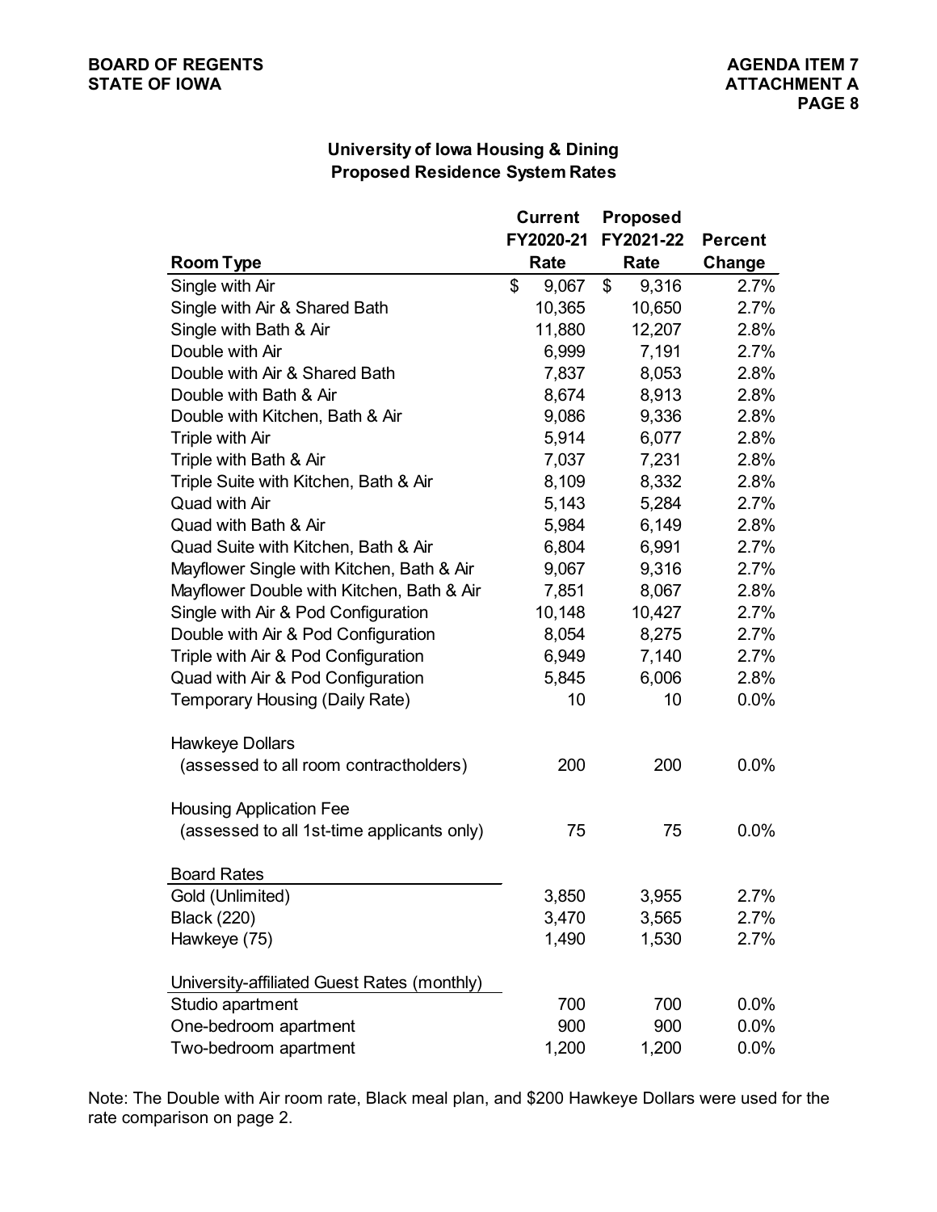## University of Iowa Housing & Dining
## Proposed Residence System Rates

| Room Type | Current FY2020-21 Rate | Proposed FY2021-22 Rate | Percent Change |
|---|---|---|---|
| Single with Air | $ 9,067 | $ 9,316 | 2.7% |
| Single with Air & Shared Bath | 10,365 | 10,650 | 2.7% |
| Single with Bath & Air | 11,880 | 12,207 | 2.8% |
| Double with Air | 6,999 | 7,191 | 2.7% |
| Double with Air & Shared Bath | 7,837 | 8,053 | 2.8% |
| Double with Bath & Air | 8,674 | 8,913 | 2.8% |
| Double with Kitchen, Bath & Air | 9,086 | 9,336 | 2.8% |
| Triple with Air | 5,914 | 6,077 | 2.8% |
| Triple with Bath & Air | 7,037 | 7,231 | 2.8% |
| Triple Suite with Kitchen, Bath & Air | 8,109 | 8,332 | 2.8% |
| Quad with Air | 5,143 | 5,284 | 2.7% |
| Quad with Bath & Air | 5,984 | 6,149 | 2.8% |
| Quad Suite with Kitchen, Bath & Air | 6,804 | 6,991 | 2.7% |
| Mayflower Single with Kitchen, Bath & Air | 9,067 | 9,316 | 2.7% |
| Mayflower Double with Kitchen, Bath & Air | 7,851 | 8,067 | 2.8% |
| Single with Air & Pod Configuration | 10,148 | 10,427 | 2.7% |
| Double with Air & Pod Configuration | 8,054 | 8,275 | 2.7% |
| Triple with Air & Pod Configuration | 6,949 | 7,140 | 2.7% |
| Quad with Air & Pod Configuration | 5,845 | 6,006 | 2.8% |
| Temporary Housing (Daily Rate) | 10 | 10 | 0.0% |
| Hawkeye Dollars (assessed to all room contractholders) | 200 | 200 | 0.0% |
| Housing Application Fee (assessed to all 1st-time applicants only) | 75 | 75 | 0.0% |
| **Board Rates** | | | |
| Gold (Unlimited) | 3,850 | 3,955 | 2.7% |
| Black (220) | 3,470 | 3,565 | 2.7% |
| Hawkeye (75) | 1,490 | 1,530 | 2.7% |
| **University-affiliated Guest Rates (monthly)** | | | |
| Studio apartment | 700 | 700 | 0.0% |
| One-bedroom apartment | 900 | 900 | 0.0% |
| Two-bedroom apartment | 1,200 | 1,200 | 0.0% |

Note: The Double with Air room rate, Black meal plan, and $200 Hawkeye Dollars were used for the rate comparison on page 2.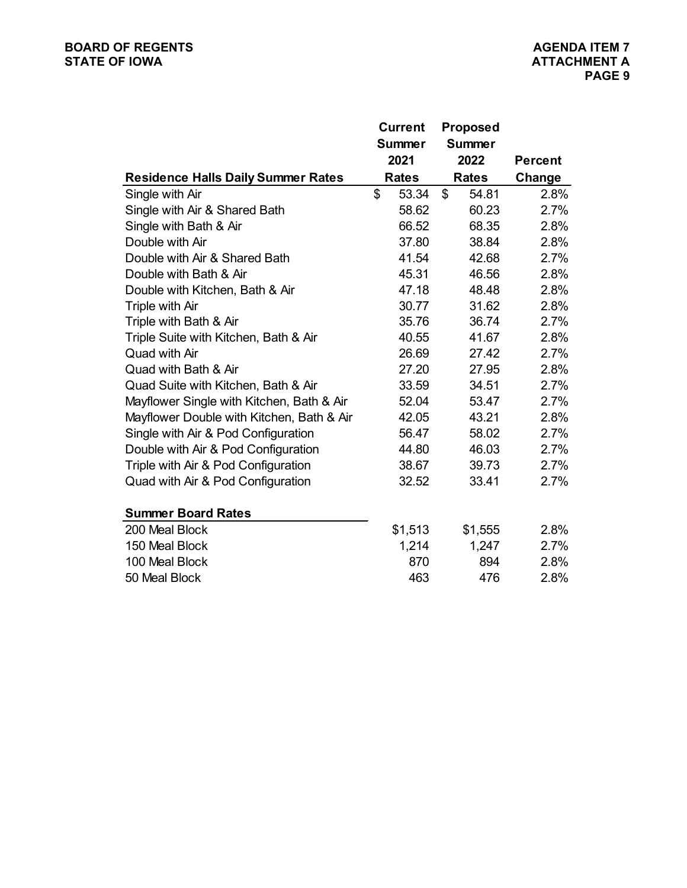| Residence Halls Daily Summer Rates | Current Summer 2021 Rates | Proposed Summer 2022 Rates | Percent Change |
|---|---|---|---|
| Single with Air | $ 53.34 | $ 54.81 | 2.8% |
| Single with Air & Shared Bath | 58.62 | 60.23 | 2.7% |
| Single with Bath & Air | 66.52 | 68.35 | 2.8% |
| Double with Air | 37.80 | 38.84 | 2.8% |
| Double with Air & Shared Bath | 41.54 | 42.68 | 2.7% |
| Double with Bath & Air | 45.31 | 46.56 | 2.8% |
| Double with Kitchen, Bath & Air | 47.18 | 48.48 | 2.8% |
| Triple with Air | 30.77 | 31.62 | 2.8% |
| Triple with Bath & Air | 35.76 | 36.74 | 2.7% |
| Triple Suite with Kitchen, Bath & Air | 40.55 | 41.67 | 2.8% |
| Quad with Air | 26.69 | 27.42 | 2.7% |
| Quad with Bath & Air | 27.20 | 27.95 | 2.8% |
| Quad Suite with Kitchen, Bath & Air | 33.59 | 34.51 | 2.7% |
| Mayflower Single with Kitchen, Bath & Air | 52.04 | 53.47 | 2.7% |
| Mayflower Double with Kitchen, Bath & Air | 42.05 | 43.21 | 2.8% |
| Single with Air & Pod Configuration | 56.47 | 58.02 | 2.7% |
| Double with Air & Pod Configuration | 44.80 | 46.03 | 2.7% |
| Triple with Air & Pod Configuration | 38.67 | 39.73 | 2.7% |
| Quad with Air & Pod Configuration | 32.52 | 33.41 | 2.7% |
| **Summer Board Rates** | | | |
| 200 Meal Block | $1,513 | $1,555 | 2.8% |
| 150 Meal Block | 1,214 | 1,247 | 2.7% |
| 100 Meal Block | 870 | 894 | 2.8% |
| 50 Meal Block | 463 | 476 | 2.8% |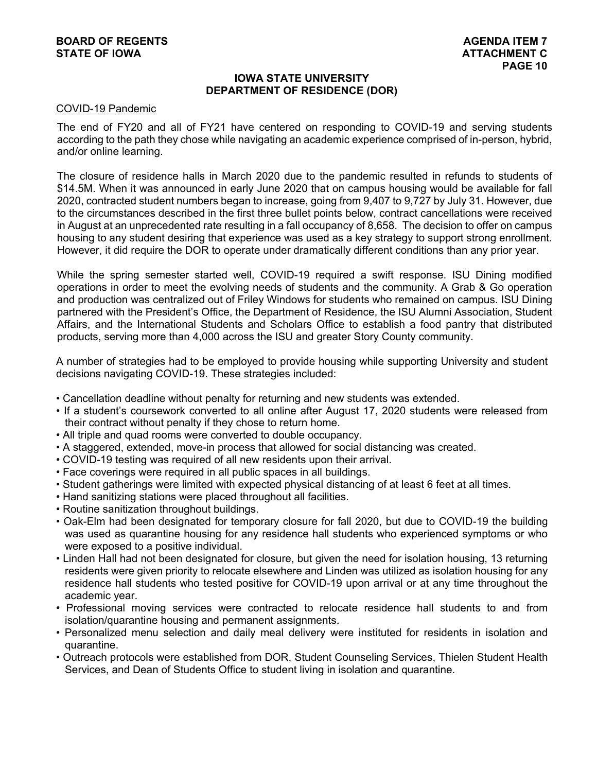## IOWA STATE UNIVERSITY
## DEPARTMENT OF RESIDENCE (DOR)

COVID-19 Pandemic

The end of FY20 and all of FY21 have centered on responding to COVID-19 and serving students according to the path they chose while navigating an academic experience comprised of in-person, hybrid, and/or online learning.

The closure of residence halls in March 2020 due to the pandemic resulted in refunds to students of \$14.5M. When it was announced in early June 2020 that on campus housing would be available for fall 2020, contracted student numbers began to increase, going from 9,407 to 9,727 by July 31. However, due to the circumstances described in the first three bullet points below, contract cancellations were received in August at an unprecedented rate resulting in a fall occupancy of 8,658. The decision to offer on campus housing to any student desiring that experience was used as a key strategy to support strong enrollment. However, it did require the DOR to operate under dramatically different conditions than any prior year.

While the spring semester started well, COVID-19 required a swift response. ISU Dining modified operations in order to meet the evolving needs of students and the community. A Grab & Go operation and production was centralized out of Friley Windows for students who remained on campus. ISU Dining partnered with the President's Office, the Department of Residence, the ISU Alumni Association, Student Affairs, and the International Students and Scholars Office to establish a food pantry that distributed products, serving more than 4,000 across the ISU and greater Story County community.

A number of strategies had to be employed to provide housing while supporting University and student decisions navigating COVID-19. These strategies included:

- Cancellation deadline without penalty for returning and new students was extended.
- If a student's coursework converted to all online after August 17, 2020 students were released from their contract without penalty if they chose to return home.
- All triple and quad rooms were converted to double occupancy.
- A staggered, extended, move-in process that allowed for social distancing was created.
- COVID-19 testing was required of all new residents upon their arrival.
- Face coverings were required in all public spaces in all buildings.
- Student gatherings were limited with expected physical distancing of at least 6 feet at all times.
- Hand sanitizing stations were placed throughout all facilities.
- Routine sanitization throughout buildings.
- Oak-Elm had been designated for temporary closure for fall 2020, but due to COVID-19 the building was used as quarantine housing for any residence hall students who experienced symptoms or who were exposed to a positive individual.
- Linden Hall had not been designated for closure, but given the need for isolation housing, 13 returning residents were given priority to relocate elsewhere and Linden was utilized as isolation housing for any residence hall students who tested positive for COVID-19 upon arrival or at any time throughout the academic year.
- Professional moving services were contracted to relocate residence hall students to and from isolation/quarantine housing and permanent assignments.
- Personalized menu selection and daily meal delivery were instituted for residents in isolation and quarantine.
- Outreach protocols were established from DOR, Student Counseling Services, Thielen Student Health Services, and Dean of Students Office to student living in isolation and quarantine.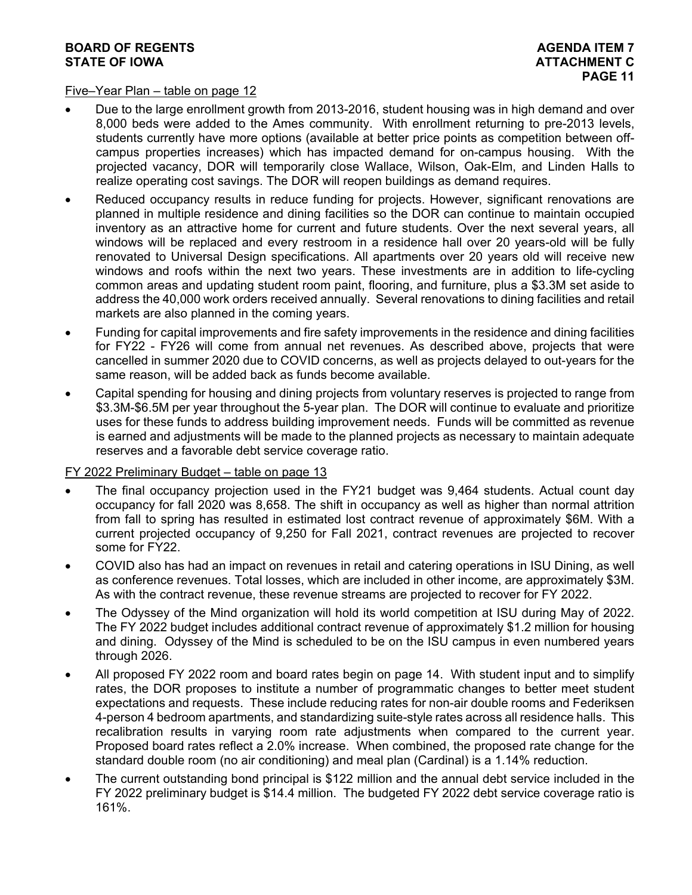Five–Year Plan – table on page 12

- Due to the large enrollment growth from 2013-2016, student housing was in high demand and over 8,000 beds were added to the Ames community. With enrollment returning to pre-2013 levels, students currently have more options (available at better price points as competition between off-campus properties increases) which has impacted demand for on-campus housing. With the projected vacancy, DOR will temporarily close Wallace, Wilson, Oak-Elm, and Linden Halls to realize operating cost savings. The DOR will reopen buildings as demand requires.
- Reduced occupancy results in reduce funding for projects. However, significant renovations are planned in multiple residence and dining facilities so the DOR can continue to maintain occupied inventory as an attractive home for current and future students. Over the next several years, all windows will be replaced and every restroom in a residence hall over 20 years-old will be fully renovated to Universal Design specifications. All apartments over 20 years old will receive new windows and roofs within the next two years. These investments are in addition to life-cycling common areas and updating student room paint, flooring, and furniture, plus a $3.3M set aside to address the 40,000 work orders received annually. Several renovations to dining facilities and retail markets are also planned in the coming years.
- Funding for capital improvements and fire safety improvements in the residence and dining facilities for FY22 - FY26 will come from annual net revenues. As described above, projects that were cancelled in summer 2020 due to COVID concerns, as well as projects delayed to out-years for the same reason, will be added back as funds become available.
- Capital spending for housing and dining projects from voluntary reserves is projected to range from $3.3M-$6.5M per year throughout the 5-year plan. The DOR will continue to evaluate and prioritize uses for these funds to address building improvement needs. Funds will be committed as revenue is earned and adjustments will be made to the planned projects as necessary to maintain adequate reserves and a favorable debt service coverage ratio.

FY 2022 Preliminary Budget – table on page 13

- The final occupancy projection used in the FY21 budget was 9,464 students. Actual count day occupancy for fall 2020 was 8,658. The shift in occupancy as well as higher than normal attrition from fall to spring has resulted in estimated lost contract revenue of approximately $6M. With a current projected occupancy of 9,250 for Fall 2021, contract revenues are projected to recover some for FY22.
- COVID also has had an impact on revenues in retail and catering operations in ISU Dining, as well as conference revenues. Total losses, which are included in other income, are approximately $3M. As with the contract revenue, these revenue streams are projected to recover for FY 2022.
- The Odyssey of the Mind organization will hold its world competition at ISU during May of 2022. The FY 2022 budget includes additional contract revenue of approximately $1.2 million for housing and dining. Odyssey of the Mind is scheduled to be on the ISU campus in even numbered years through 2026.
- All proposed FY 2022 room and board rates begin on page 14. With student input and to simplify rates, the DOR proposes to institute a number of programmatic changes to better meet student expectations and requests. These include reducing rates for non-air double rooms and Federiksen 4-person 4 bedroom apartments, and standardizing suite-style rates across all residence halls. This recalibration results in varying room rate adjustments when compared to the current year. Proposed board rates reflect a 2.0% increase. When combined, the proposed rate change for the standard double room (no air conditioning) and meal plan (Cardinal) is a 1.14% reduction.
- The current outstanding bond principal is $122 million and the annual debt service included in the FY 2022 preliminary budget is $14.4 million. The budgeted FY 2022 debt service coverage ratio is 161%.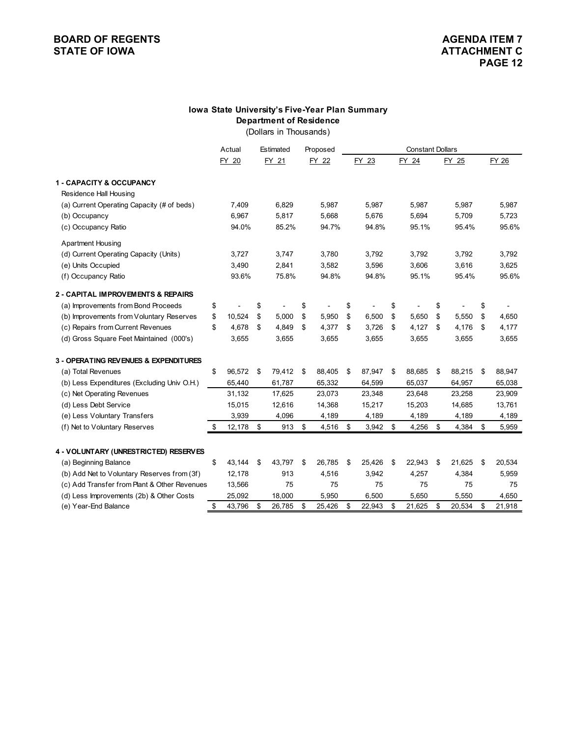**BOARD OF REGENTS**
**STATE OF IOWA**

**AGENDA ITEM 7**
**ATTACHMENT C**

### Iowa State University's Five-Year Plan Summary
### Department of Residence
(Dollars in Thousands)

| | Actual | Estimated | Proposed | Constant Dollars | | | |
|---|---|---|---|---|---|---|---|
| | FY 20 | FY 21 | FY 22 | FY 23 | FY 24 | FY 25 | FY 26 |
| **1 - CAPACITY & OCCUPANCY** | | | | | | | |
| Residence Hall Housing | | | | | | | |
| (a) Current Operating Capacity (# of beds) | 7,409 | 6,829 | 5,987 | 5,987 | 5,987 | 5,987 | 5,987 |
| (b) Occupancy | 6,967 | 5,817 | 5,668 | 5,676 | 5,694 | 5,709 | 5,723 |
| (c) Occupancy Ratio | 94.0% | 85.2% | 94.7% | 94.8% | 95.1% | 95.4% | 95.6% |
| Apartment Housing | | | | | | | |
| (d) Current Operating Capacity (Units) | 3,727 | 3,747 | 3,780 | 3,792 | 3,792 | 3,792 | 3,792 |
| (e) Units Occupied | 3,490 | 2,841 | 3,582 | 3,596 | 3,606 | 3,616 | 3,625 |
| (f) Occupancy Ratio | 93.6% | 75.8% | 94.8% | 94.8% | 95.1% | 95.4% | 95.6% |
| **2 - CAPITAL IMPROVEMENTS & REPAIRS** | | | | | | | |
| (a) Improvements from Bond Proceeds | $ - | $ - | $ - | $ - | $ - | $ - | $ - |
| (b) Improvements from Voluntary Reserves | $ 10,524 | $ 5,000 | $ 5,950 | $ 6,500 | $ 5,650 | $ 5,550 | $ 4,650 |
| (c) Repairs from Current Revenues | $ 4,678 | $ 4,849 | $ 4,377 | $ 3,726 | $ 4,127 | $ 4,176 | $ 4,177 |
| (d) Gross Square Feet Maintained (000's) | 3,655 | 3,655 | 3,655 | 3,655 | 3,655 | 3,655 | 3,655 |
| **3 - OPERATING REVENUES & EXPENDITURES** | | | | | | | |
| (a) Total Revenues | $ 96,572 | $ 79,412 | $ 88,405 | $ 87,947 | $ 88,685 | $ 88,215 | $ 88,947 |
| (b) Less Expenditures (Excluding Univ O.H.) | 65,440 | 61,787 | 65,332 | 64,599 | 65,037 | 64,957 | 65,038 |
| (c) Net Operating Revenues | 31,132 | 17,625 | 23,073 | 23,348 | 23,648 | 23,258 | 23,909 |
| (d) Less Debt Service | 15,015 | 12,616 | 14,368 | 15,217 | 15,203 | 14,685 | 13,761 |
| (e) Less Voluntary Transfers | 3,939 | 4,096 | 4,189 | 4,189 | 4,189 | 4,189 | 4,189 |
| (f) Net to Voluntary Reserves | $ 12,178 | $ 913 | $ 4,516 | $ 3,942 | $ 4,256 | $ 4,384 | $ 5,959 |
| **4 - VOLUNTARY (UNRESTRICTED) RESERVES** | | | | | | | |
| (a) Beginning Balance | $ 43,144 | $ 43,797 | $ 26,785 | $ 25,426 | $ 22,943 | $ 21,625 | $ 20,534 |
| (b) Add Net to Voluntary Reserves from (3f) | 12,178 | 913 | 4,516 | 3,942 | 4,257 | 4,384 | 5,959 |
| (c) Add Transfer from Plant & Other Revenues | 13,566 | 75 | 75 | 75 | 75 | 75 | 75 |
| (d) Less Improvements (2b) & Other Costs | 25,092 | 18,000 | 5,950 | 6,500 | 5,650 | 5,550 | 4,650 |
| (e) Year-End Balance | $ 43,796 | $ 26,785 | $ 25,426 | $ 22,943 | $ 21,625 | $ 20,534 | $ 21,918 |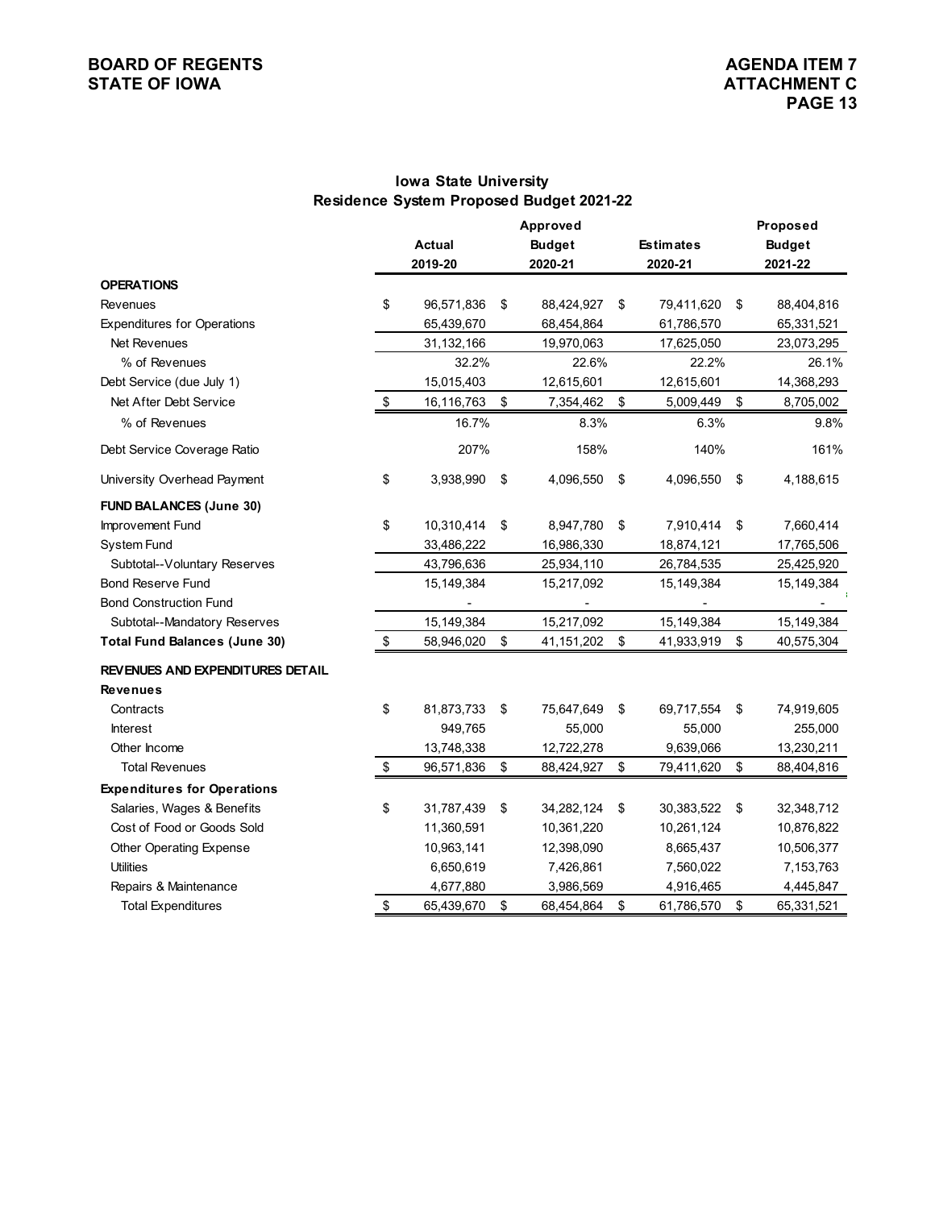## Iowa State University
## Residence System Proposed Budget 2021-22

| | Actual 2019-20 | Approved Budget 2020-21 | Estimates 2020-21 | Proposed Budget 2021-22 |
|---|---|---|---|---|
| **OPERATIONS** | | | | |
| Revenues | $ 96,571,836 | $ 88,424,927 | $ 79,411,620 | $ 88,404,816 |
| Expenditures for Operations | 65,439,670 | 68,454,864 | 61,786,570 | 65,331,521 |
| Net Revenues | 31,132,166 | 19,970,063 | 17,625,050 | 23,073,295 |
| % of Revenues | 32.2% | 22.6% | 22.2% | 26.1% |
| Debt Service (due July 1) | 15,015,403 | 12,615,601 | 12,615,601 | 14,368,293 |
| Net After Debt Service | $ 16,116,763 | $ 7,354,462 | $ 5,009,449 | $ 8,705,002 |
| % of Revenues | 16.7% | 8.3% | 6.3% | 9.8% |
| Debt Service Coverage Ratio | 207% | 158% | 140% | 161% |
| University Overhead Payment | $ 3,938,990 | $ 4,096,550 | $ 4,096,550 | $ 4,188,615 |
| **FUND BALANCES (June 30)** | | | | |
| Improvement Fund | $ 10,310,414 | $ 8,947,780 | $ 7,910,414 | $ 7,660,414 |
| System Fund | 33,486,222 | 16,986,330 | 18,874,121 | 17,765,506 |
| Subtotal--Voluntary Reserves | 43,796,636 | 25,934,110 | 26,784,535 | 25,425,920 |
| Bond Reserve Fund | 15,149,384 | 15,217,092 | 15,149,384 | 15,149,384 |
| Bond Construction Fund | - | - | - | - |
| Subtotal--Mandatory Reserves | 15,149,384 | 15,217,092 | 15,149,384 | 15,149,384 |
| **Total Fund Balances (June 30)** | $ 58,946,020 | $ 41,151,202 | $ 41,933,919 | $ 40,575,304 |
| **REVENUES AND EXPENDITURES DETAIL** | | | | |
| **Revenues** | | | | |
| Contracts | $ 81,873,733 | $ 75,647,649 | $ 69,717,554 | $ 74,919,605 |
| Interest | 949,765 | 55,000 | 55,000 | 255,000 |
| Other Income | 13,748,338 | 12,722,278 | 9,639,066 | 13,230,211 |
| Total Revenues | $ 96,571,836 | $ 88,424,927 | $ 79,411,620 | $ 88,404,816 |
| **Expenditures for Operations** | | | | |
| Salaries, Wages & Benefits | $ 31,787,439 | $ 34,282,124 | $ 30,383,522 | $ 32,348,712 |
| Cost of Food or Goods Sold | 11,360,591 | 10,361,220 | 10,261,124 | 10,876,822 |
| Other Operating Expense | 10,963,141 | 12,398,090 | 8,665,437 | 10,506,377 |
| Utilities | 6,650,619 | 7,426,861 | 7,560,022 | 7,153,763 |
| Repairs & Maintenance | 4,677,880 | 3,986,569 | 4,916,465 | 4,445,847 |
| Total Expenditures | $ 65,439,670 | $ 68,454,864 | $ 61,786,570 | $ 65,331,521 |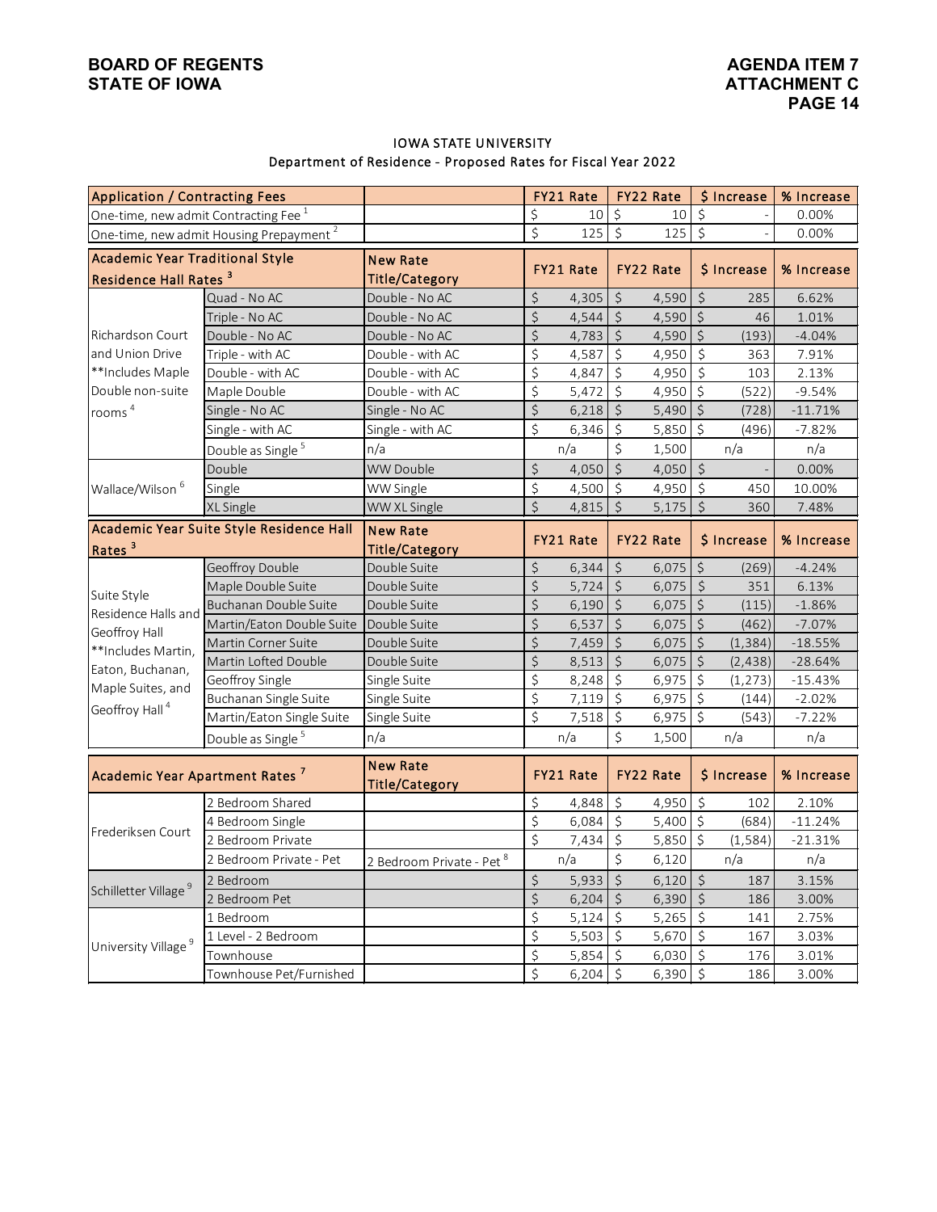**BOARD OF REGENTS**
**STATE OF IOWA**

**AGENDA ITEM 7**
**ATTACHMENT C**

### IOWA STATE UNIVERSITY
### Department of Residence - Proposed Rates for Fiscal Year 2022

| Application / Contracting Fees | | | FY21 Rate | FY22 Rate | $ Increase | % Increase |
|---|---|---|---|---|---|---|
| One-time, new admit Contracting Fee [1] | | | $ 10 | $ 10 | $ - | 0.00% |
| One-time, new admit Housing Prepayment [2] | | | $ 125 | $ 125 | $ - | 0.00% |

| Academic Year Traditional Style Residence Hall Rates [3] | | New Rate Title/Category | FY21 Rate | FY22 Rate | $ Increase | % Increase |
|---|---|---|---|---|---|---|
| Richardson Court and Union Drive **Includes Maple Double non-suite rooms [4] | Quad - No AC | Double - No AC | $ 4,305 | $ 4,590 | $ 285 | 6.62% |
| | Triple - No AC | Double - No AC | $ 4,544 | $ 4,590 | $ 46 | 1.01% |
| | Double - No AC | Double - No AC | $ 4,783 | $ 4,590 | $ (193) | -4.04% |
| | Triple - with AC | Double - with AC | $ 4,587 | $ 4,950 | $ 363 | 7.91% |
| | Double - with AC | Double - with AC | $ 4,847 | $ 4,950 | $ 103 | 2.13% |
| | Maple Double | Double - with AC | $ 5,472 | $ 4,950 | $ (522) | -9.54% |
| | Single - No AC | Single - No AC | $ 6,218 | $ 5,490 | $ (728) | -11.71% |
| | Single - with AC | Single - with AC | $ 6,346 | $ 5,850 | $ (496) | -7.82% |
| | Double as Single [5] | n/a | n/a | $ 1,500 | n/a | n/a |
| Wallace/Wilson [6] | Double | WW Double | $ 4,050 | $ 4,050 | $ - | 0.00% |
| | Single | WW Single | $ 4,500 | $ 4,950 | $ 450 | 10.00% |
| | XL Single | WW XL Single | $ 4,815 | $ 5,175 | $ 360 | 7.48% |

| Academic Year Suite Style Residence Hall Rates [3] | | New Rate Title/Category | FY21 Rate | FY22 Rate | $ Increase | % Increase |
|---|---|---|---|---|---|---|
| Suite Style Residence Halls and Geoffroy Hall **Includes Martin, Eaton, Buchanan, Maple Suites, and Geoffroy Hall [4] | Geoffroy Double | Double Suite | $ 6,344 | $ 6,075 | $ (269) | -4.24% |
| | Maple Double Suite | Double Suite | $ 5,724 | $ 6,075 | $ 351 | 6.13% |
| | Buchanan Double Suite | Double Suite | $ 6,190 | $ 6,075 | $ (115) | -1.86% |
| | Martin/Eaton Double Suite | Double Suite | $ 6,537 | $ 6,075 | $ (462) | -7.07% |
| | Martin Corner Suite | Double Suite | $ 7,459 | $ 6,075 | $ (1,384) | -18.55% |
| | Martin Lofted Double | Double Suite | $ 8,513 | $ 6,075 | $ (2,438) | -28.64% |
| | Geoffroy Single | Single Suite | $ 8,248 | $ 6,975 | $ (1,273) | -15.43% |
| | Buchanan Single Suite | Single Suite | $ 7,119 | $ 6,975 | $ (144) | -2.02% |
| | Martin/Eaton Single Suite | Single Suite | $ 7,518 | $ 6,975 | $ (543) | -7.22% |
| | Double as Single [5] | n/a | n/a | $ 1,500 | n/a | n/a |

| Academic Year Apartment Rates [7] | | New Rate Title/Category | FY21 Rate | FY22 Rate | $ Increase | % Increase |
|---|---|---|---|---|---|---|
| Frederiksen Court | 2 Bedroom Shared | | $ 4,848 | $ 4,950 | $ 102 | 2.10% |
| | 4 Bedroom Single | | $ 6,084 | $ 5,400 | $ (684) | -11.24% |
| | 2 Bedroom Private | | $ 7,434 | $ 5,850 | $ (1,584) | -21.31% |
| | 2 Bedroom Private - Pet | 2 Bedroom Private - Pet [8] | n/a | $ 6,120 | n/a | n/a |
| Schilletter Village [9] | 2 Bedroom | | $ 5,933 | $ 6,120 | $ 187 | 3.15% |
| | 2 Bedroom Pet | | $ 6,204 | $ 6,390 | $ 186 | 3.00% |
| University Village [9] | 1 Bedroom | | $ 5,124 | $ 5,265 | $ 141 | 2.75% |
| | 1 Level - 2 Bedroom | | $ 5,503 | $ 5,670 | $ 167 | 3.03% |
| | Townhouse | | $ 5,854 | $ 6,030 | $ 176 | 3.01% |
| | Townhouse Pet/Furnished | | $ 6,204 | $ 6,390 | $ 186 | 3.00% |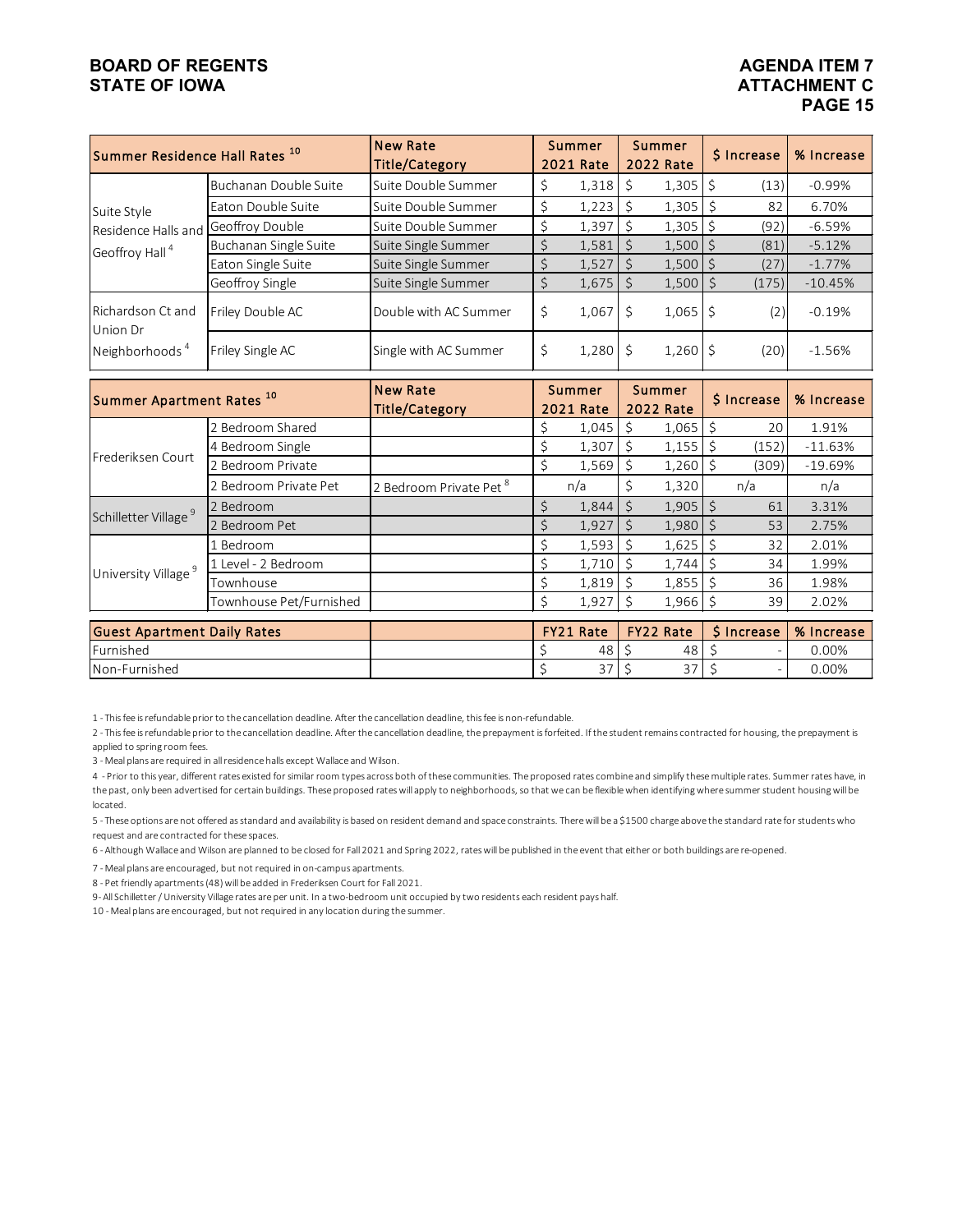| Summer Residence Hall Rates [10] | | New Rate Title/Category | Summer 2021 Rate | Summer 2022 Rate | $ Increase | % Increase |
|---|---|---|---|---|---|---|
| Suite Style Residence Halls and Geoffroy Hall [4] | Buchanan Double Suite | Suite Double Summer | $ 1,318 | $ 1,305 | $ (13) | -0.99% |
| | Eaton Double Suite | Suite Double Summer | $ 1,223 | $ 1,305 | $ 82 | 6.70% |
| | Geoffroy Double | Suite Double Summer | $ 1,397 | $ 1,305 | $ (92) | -6.59% |
| | Buchanan Single Suite | Suite Single Summer | $ 1,581 | $ 1,500 | $ (81) | -5.12% |
| | Eaton Single Suite | Suite Single Summer | $ 1,527 | $ 1,500 | $ (27) | -1.77% |
| | Geoffroy Single | Suite Single Summer | $ 1,675 | $ 1,500 | $ (175) | -10.45% |
| Richardson Ct and Union Dr Neighborhoods [4] | Friley Double AC | Double with AC Summer | $ 1,067 | $ 1,065 | $ (2) | -0.19% |
| | Friley Single AC | Single with AC Summer | $ 1,280 | $ 1,260 | $ (20) | -1.56% |

| Summer Apartment Rates [10] | | New Rate Title/Category | Summer 2021 Rate | Summer 2022 Rate | $ Increase | % Increase |
|---|---|---|---|---|---|---|
| Frederiksen Court | 2 Bedroom Shared | | $ 1,045 | $ 1,065 | $ 20 | 1.91% |
| | 4 Bedroom Single | | $ 1,307 | $ 1,155 | $ (152) | -11.63% |
| | 2 Bedroom Private | | $ 1,569 | $ 1,260 | $ (309) | -19.69% |
| | 2 Bedroom Private Pet | 2 Bedroom Private Pet [8] | n/a | $ 1,320 | n/a | n/a |
| Schilletter Village [9] | 2 Bedroom | | $ 1,844 | $ 1,905 | $ 61 | 3.31% |
| | 2 Bedroom Pet | | $ 1,927 | $ 1,980 | $ 53 | 2.75% |
| University Village [9] | 1 Bedroom | | $ 1,593 | $ 1,625 | $ 32 | 2.01% |
| | 1 Level - 2 Bedroom | | $ 1,710 | $ 1,744 | $ 34 | 1.99% |
| | Townhouse | | $ 1,819 | $ 1,855 | $ 36 | 1.98% |
| | Townhouse Pet/Furnished | | $ 1,927 | $ 1,966 | $ 39 | 2.02% |

| Guest Apartment Daily Rates | | FY21 Rate | FY22 Rate | $ Increase | % Increase |
|---|---|---|---|---|---|
| Furnished | | $ 48 | $ 48 | $ - | 0.00% |
| Non-Furnished | | $ 37 | $ 37 | $ - | 0.00% |

1 - This fee is refundable prior to the cancellation deadline. After the cancellation deadline, this fee is non-refundable.

2 - This fee is refundable prior to the cancellation deadline. After the cancellation deadline, the prepayment is forfeited. If the student remains contracted for housing, the prepayment is applied to spring room fees.

3 - Meal plans are required in all residence halls except Wallace and Wilson.

4 - Prior to this year, different rates existed for similar room types across both of these communities. The proposed rates combine and simplify these multiple rates. Summer rates have, in the past, only been advertised for certain buildings. These proposed rates will apply to neighborhoods, so that we can be flexible when identifying where summer student housing will be located.

5 - These options are not offered as standard and availability is based on resident demand and space constraints. There will be a $1500 charge above the standard rate for students who request and are contracted for these spaces.

6 - Although Wallace and Wilson are planned to be closed for Fall 2021 and Spring 2022, rates will be published in the event that either or both buildings are re-opened.

7 - Meal plans are encouraged, but not required in on-campus apartments.

8 - Pet friendly apartments (48) will be added in Frederiksen Court for Fall 2021.

9- All Schilletter / University Village rates are per unit. In a two-bedroom unit occupied by two residents each resident pays half.

10 - Meal plans are encouraged, but not required in any location during the summer.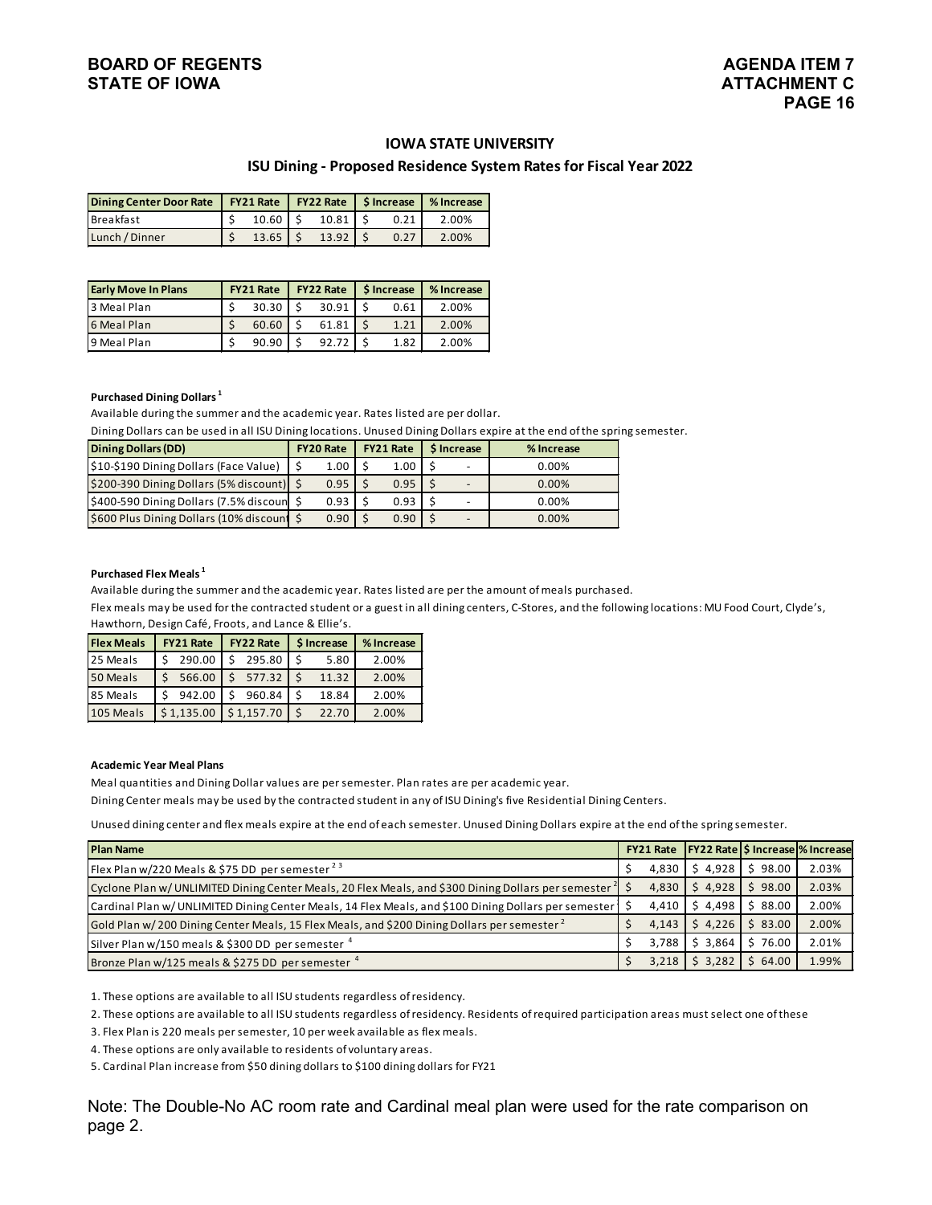BOARD OF REGENTS
STATE OF IOWA

AGENDA ITEM 7
ATTACHMENT C

## IOWA STATE UNIVERSITY

### ISU Dining - Proposed Residence System Rates for Fiscal Year 2022

| Dining Center Door Rate | FY21 Rate | FY22 Rate | $ Increase | % Increase |
|---|---|---|---|---|
| Breakfast | $ 10.60 | $ 10.81 | $ 0.21 | 2.00% |
| Lunch / Dinner | $ 13.65 | $ 13.92 | $ 0.27 | 2.00% |

| Early Move In Plans | FY21 Rate | FY22 Rate | $ Increase | % Increase |
|---|---|---|---|---|
| 3 Meal Plan | $ 30.30 | $ 30.91 | $ 0.61 | 2.00% |
| 6 Meal Plan | $ 60.60 | $ 61.81 | $ 1.21 | 2.00% |
| 9 Meal Plan | $ 90.90 | $ 92.72 | $ 1.82 | 2.00% |

**Purchased Dining Dollars [1]**

Available during the summer and the academic year. Rates listed are per dollar.

Dining Dollars can be used in all ISU Dining locations. Unused Dining Dollars expire at the end of the spring semester.

| Dining Dollars (DD) | FY20 Rate | FY21 Rate | $ Increase | % Increase |
|---|---|---|---|---|
| $10-$190 Dining Dollars (Face Value) | $ 1.00 | $ 1.00 | $ - | 0.00% |
| $200-390 Dining Dollars (5% discount) | $ 0.95 | $ 0.95 | $ - | 0.00% |
| $400-590 Dining Dollars (7.5% discoun | $ 0.93 | $ 0.93 | $ - | 0.00% |
| $600 Plus Dining Dollars (10% discount | $ 0.90 | $ 0.90 | $ - | 0.00% |

**Purchased Flex Meals [1]**

Available during the summer and the academic year. Rates listed are per the amount of meals purchased.

Flex meals may be used for the contracted student or a guest in all dining centers, C-Stores, and the following locations: MU Food Court, Clyde's, Hawthorn, Design Café, Froots, and Lance & Ellie's.

| Flex Meals | FY21 Rate | FY22 Rate | $ Increase | % Increase |
|---|---|---|---|---|
| 25 Meals | $ 290.00 | $ 295.80 | $ 5.80 | 2.00% |
| 50 Meals | $ 566.00 | $ 577.32 | $ 11.32 | 2.00% |
| 85 Meals | $ 942.00 | $ 960.84 | $ 18.84 | 2.00% |
| 105 Meals | $ 1,135.00 | $ 1,157.70 | $ 22.70 | 2.00% |

**Academic Year Meal Plans**

Meal quantities and Dining Dollar values are per semester. Plan rates are per academic year.

Dining Center meals may be used by the contracted student in any of ISU Dining's five Residential Dining Centers.

Unused dining center and flex meals expire at the end of each semester. Unused Dining Dollars expire at the end of the spring semester.

| Plan Name | FY21 Rate | FY22 Rate | $ Increase | % Increase |
|---|---|---|---|---|
| Flex Plan w/220 Meals & $75 DD per semester [2 3] | $ 4,830 | $ 4,928 | $ 98.00 | 2.03% |
| Cyclone Plan w/ UNLIMITED Dining Center Meals, 20 Flex Meals, and $300 Dining Dollars per semester [2] | $ 4,830 | $ 4,928 | $ 98.00 | 2.03% |
| Cardinal Plan w/ UNLIMITED Dining Center Meals, 14 Flex Meals, and $100 Dining Dollars per semester | $ 4,410 | $ 4,498 | $ 88.00 | 2.00% |
| Gold Plan w/ 200 Dining Center Meals, 15 Flex Meals, and $200 Dining Dollars per semester [2] | $ 4,143 | $ 4,226 | $ 83.00 | 2.00% |
| Silver Plan w/150 meals & $300 DD per semester [4] | $ 3,788 | $ 3,864 | $ 76.00 | 2.01% |
| Bronze Plan w/125 meals & $275 DD per semester [4] | $ 3,218 | $ 3,282 | $ 64.00 | 1.99% |

1. These options are available to all ISU students regardless of residency.
2. These options are available to all ISU students regardless of residency. Residents of required participation areas must select one of these
3. Flex Plan is 220 meals per semester, 10 per week available as flex meals.
4. These options are only available to residents of voluntary areas.
5. Cardinal Plan increase from $50 dining dollars to $100 dining dollars for FY21

Note: The Double-No AC room rate and Cardinal meal plan were used for the rate comparison on page 2.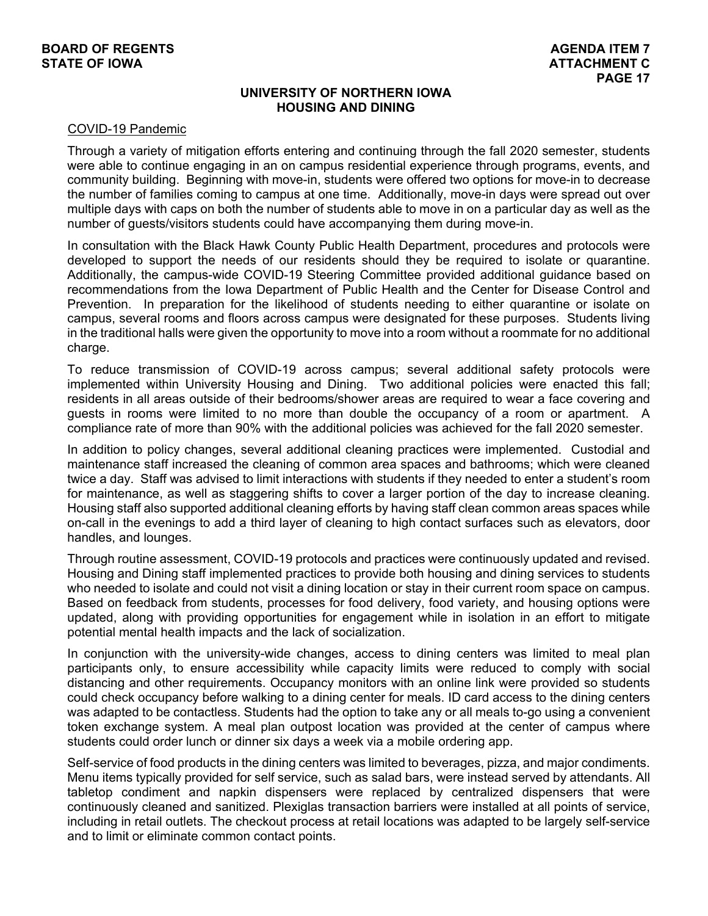## UNIVERSITY OF NORTHERN IOWA
## HOUSING AND DINING

COVID-19 Pandemic

Through a variety of mitigation efforts entering and continuing through the fall 2020 semester, students were able to continue engaging in an on campus residential experience through programs, events, and community building. Beginning with move-in, students were offered two options for move-in to decrease the number of families coming to campus at one time. Additionally, move-in days were spread out over multiple days with caps on both the number of students able to move in on a particular day as well as the number of guests/visitors students could have accompanying them during move-in.

In consultation with the Black Hawk County Public Health Department, procedures and protocols were developed to support the needs of our residents should they be required to isolate or quarantine. Additionally, the campus-wide COVID-19 Steering Committee provided additional guidance based on recommendations from the Iowa Department of Public Health and the Center for Disease Control and Prevention. In preparation for the likelihood of students needing to either quarantine or isolate on campus, several rooms and floors across campus were designated for these purposes. Students living in the traditional halls were given the opportunity to move into a room without a roommate for no additional charge.

To reduce transmission of COVID-19 across campus; several additional safety protocols were implemented within University Housing and Dining. Two additional policies were enacted this fall; residents in all areas outside of their bedrooms/shower areas are required to wear a face covering and guests in rooms were limited to no more than double the occupancy of a room or apartment. A compliance rate of more than 90% with the additional policies was achieved for the fall 2020 semester.

In addition to policy changes, several additional cleaning practices were implemented. Custodial and maintenance staff increased the cleaning of common area spaces and bathrooms; which were cleaned twice a day. Staff was advised to limit interactions with students if they needed to enter a student's room for maintenance, as well as staggering shifts to cover a larger portion of the day to increase cleaning. Housing staff also supported additional cleaning efforts by having staff clean common areas spaces while on-call in the evenings to add a third layer of cleaning to high contact surfaces such as elevators, door handles, and lounges.

Through routine assessment, COVID-19 protocols and practices were continuously updated and revised. Housing and Dining staff implemented practices to provide both housing and dining services to students who needed to isolate and could not visit a dining location or stay in their current room space on campus. Based on feedback from students, processes for food delivery, food variety, and housing options were updated, along with providing opportunities for engagement while in isolation in an effort to mitigate potential mental health impacts and the lack of socialization.

In conjunction with the university-wide changes, access to dining centers was limited to meal plan participants only, to ensure accessibility while capacity limits were reduced to comply with social distancing and other requirements. Occupancy monitors with an online link were provided so students could check occupancy before walking to a dining center for meals. ID card access to the dining centers was adapted to be contactless. Students had the option to take any or all meals to-go using a convenient token exchange system. A meal plan outpost location was provided at the center of campus where students could order lunch or dinner six days a week via a mobile ordering app.

Self-service of food products in the dining centers was limited to beverages, pizza, and major condiments. Menu items typically provided for self service, such as salad bars, were instead served by attendants. All tabletop condiment and napkin dispensers were replaced by centralized dispensers that were continuously cleaned and sanitized. Plexiglas transaction barriers were installed at all points of service, including in retail outlets. The checkout process at retail locations was adapted to be largely self-service and to limit or eliminate common contact points.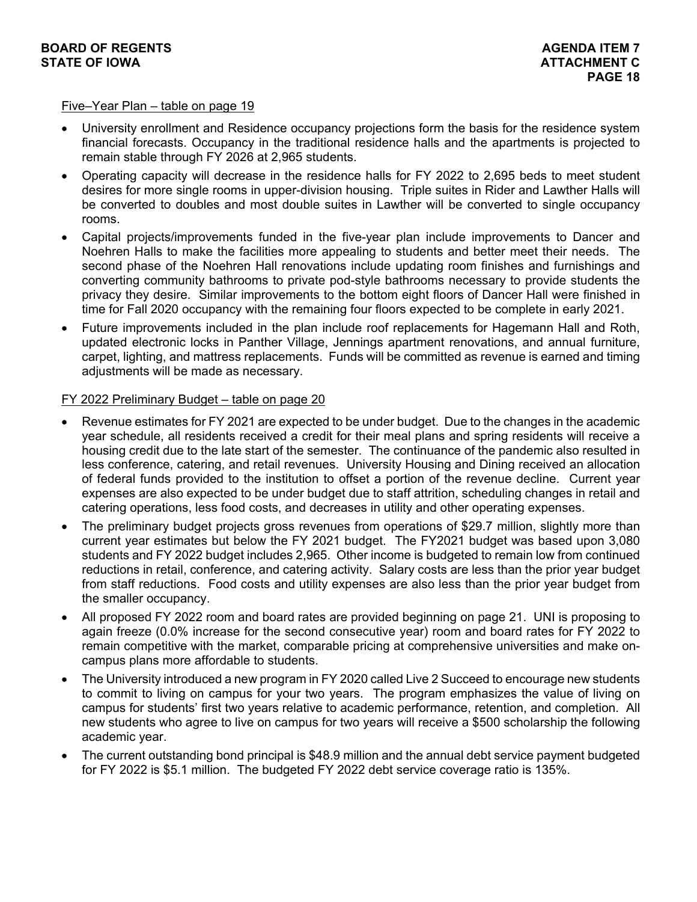Five–Year Plan – table on page 19

- University enrollment and Residence occupancy projections form the basis for the residence system financial forecasts. Occupancy in the traditional residence halls and the apartments is projected to remain stable through FY 2026 at 2,965 students.
- Operating capacity will decrease in the residence halls for FY 2022 to 2,695 beds to meet student desires for more single rooms in upper-division housing. Triple suites in Rider and Lawther Halls will be converted to doubles and most double suites in Lawther will be converted to single occupancy rooms.
- Capital projects/improvements funded in the five-year plan include improvements to Dancer and Noehren Halls to make the facilities more appealing to students and better meet their needs. The second phase of the Noehren Hall renovations include updating room finishes and furnishings and converting community bathrooms to private pod-style bathrooms necessary to provide students the privacy they desire. Similar improvements to the bottom eight floors of Dancer Hall were finished in time for Fall 2020 occupancy with the remaining four floors expected to be complete in early 2021.
- Future improvements included in the plan include roof replacements for Hagemann Hall and Roth, updated electronic locks in Panther Village, Jennings apartment renovations, and annual furniture, carpet, lighting, and mattress replacements. Funds will be committed as revenue is earned and timing adjustments will be made as necessary.

FY 2022 Preliminary Budget – table on page 20

- Revenue estimates for FY 2021 are expected to be under budget. Due to the changes in the academic year schedule, all residents received a credit for their meal plans and spring residents will receive a housing credit due to the late start of the semester. The continuance of the pandemic also resulted in less conference, catering, and retail revenues. University Housing and Dining received an allocation of federal funds provided to the institution to offset a portion of the revenue decline. Current year expenses are also expected to be under budget due to staff attrition, scheduling changes in retail and catering operations, less food costs, and decreases in utility and other operating expenses.
- The preliminary budget projects gross revenues from operations of $29.7 million, slightly more than current year estimates but below the FY 2021 budget. The FY2021 budget was based upon 3,080 students and FY 2022 budget includes 2,965. Other income is budgeted to remain low from continued reductions in retail, conference, and catering activity. Salary costs are less than the prior year budget from staff reductions. Food costs and utility expenses are also less than the prior year budget from the smaller occupancy.
- All proposed FY 2022 room and board rates are provided beginning on page 21. UNI is proposing to again freeze (0.0% increase for the second consecutive year) room and board rates for FY 2022 to remain competitive with the market, comparable pricing at comprehensive universities and make on-campus plans more affordable to students.
- The University introduced a new program in FY 2020 called Live 2 Succeed to encourage new students to commit to living on campus for your two years. The program emphasizes the value of living on campus for students' first two years relative to academic performance, retention, and completion. All new students who agree to live on campus for two years will receive a $500 scholarship the following academic year.
- The current outstanding bond principal is $48.9 million and the annual debt service payment budgeted for FY 2022 is $5.1 million. The budgeted FY 2022 debt service coverage ratio is 135%.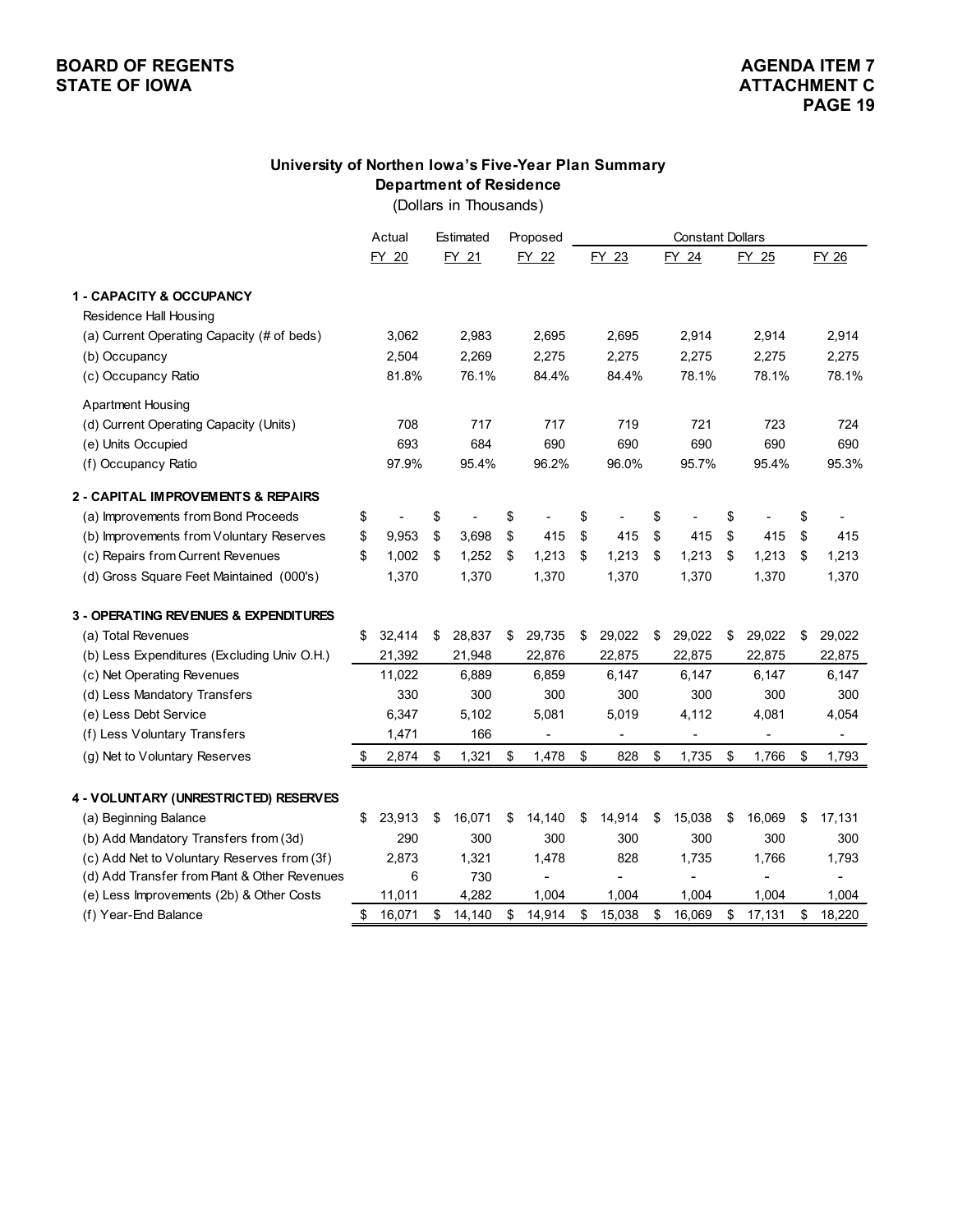**BOARD OF REGENTS**
**STATE OF IOWA**

**AGENDA ITEM 7**
**ATTACHMENT C**
**PAGE 19**

## University of Northen Iowa's Five-Year Plan Summary
### Department of Residence
(Dollars in Thousands)

| | Actual | Estimated | Proposed | Constant Dollars | | | |
|---|---|---|---|---|---|---|---|
| | FY 20 | FY 21 | FY 22 | FY 23 | FY 24 | FY 25 | FY 26 |
| **1 - CAPACITY & OCCUPANCY** | | | | | | | |
| Residence Hall Housing | | | | | | | |
| (a) Current Operating Capacity (# of beds) | 3,062 | 2,983 | 2,695 | 2,695 | 2,914 | 2,914 | 2,914 |
| (b) Occupancy | 2,504 | 2,269 | 2,275 | 2,275 | 2,275 | 2,275 | 2,275 |
| (c) Occupancy Ratio | 81.8% | 76.1% | 84.4% | 84.4% | 78.1% | 78.1% | 78.1% |
| Apartment Housing | | | | | | | |
| (d) Current Operating Capacity (Units) | 708 | 717 | 717 | 719 | 721 | 723 | 724 |
| (e) Units Occupied | 693 | 684 | 690 | 690 | 690 | 690 | 690 |
| (f) Occupancy Ratio | 97.9% | 95.4% | 96.2% | 96.0% | 95.7% | 95.4% | 95.3% |
| **2 - CAPITAL IMPROVEMENTS & REPAIRS** | | | | | | | |
| (a) Improvements from Bond Proceeds | $ - | $ - | $ - | $ - | $ - | $ - | $ - |
| (b) Improvements from Voluntary Reserves | $ 9,953 | $ 3,698 | $ 415 | $ 415 | $ 415 | $ 415 | $ 415 |
| (c) Repairs from Current Revenues | $ 1,002 | $ 1,252 | $ 1,213 | $ 1,213 | $ 1,213 | $ 1,213 | $ 1,213 |
| (d) Gross Square Feet Maintained (000's) | 1,370 | 1,370 | 1,370 | 1,370 | 1,370 | 1,370 | 1,370 |
| **3 - OPERATING REVENUES & EXPENDITURES** | | | | | | | |
| (a) Total Revenues | $ 32,414 | $ 28,837 | $ 29,735 | $ 29,022 | $ 29,022 | $ 29,022 | $ 29,022 |
| (b) Less Expenditures (Excluding Univ O.H.) | 21,392 | 21,948 | 22,876 | 22,875 | 22,875 | 22,875 | 22,875 |
| (c) Net Operating Revenues | 11,022 | 6,889 | 6,859 | 6,147 | 6,147 | 6,147 | 6,147 |
| (d) Less Mandatory Transfers | 330 | 300 | 300 | 300 | 300 | 300 | 300 |
| (e) Less Debt Service | 6,347 | 5,102 | 5,081 | 5,019 | 4,112 | 4,081 | 4,054 |
| (f) Less Voluntary Transfers | 1,471 | 166 | - | - | - | - | - |
| (g) Net to Voluntary Reserves | $ 2,874 | $ 1,321 | $ 1,478 | $ 828 | $ 1,735 | $ 1,766 | $ 1,793 |
| **4 - VOLUNTARY (UNRESTRICTED) RESERVES** | | | | | | | |
| (a) Beginning Balance | $ 23,913 | $ 16,071 | $ 14,140 | $ 14,914 | $ 15,038 | $ 16,069 | $ 17,131 |
| (b) Add Mandatory Transfers from (3d) | 290 | 300 | 300 | 300 | 300 | 300 | 300 |
| (c) Add Net to Voluntary Reserves from (3f) | 2,873 | 1,321 | 1,478 | 828 | 1,735 | 1,766 | 1,793 |
| (d) Add Transfer from Plant & Other Revenues | 6 | 730 | - | - | - | - | - |
| (e) Less Improvements (2b) & Other Costs | 11,011 | 4,282 | 1,004 | 1,004 | 1,004 | 1,004 | 1,004 |
| (f) Year-End Balance | $ 16,071 | $ 14,140 | $ 14,914 | $ 15,038 | $ 16,069 | $ 17,131 | $ 18,220 |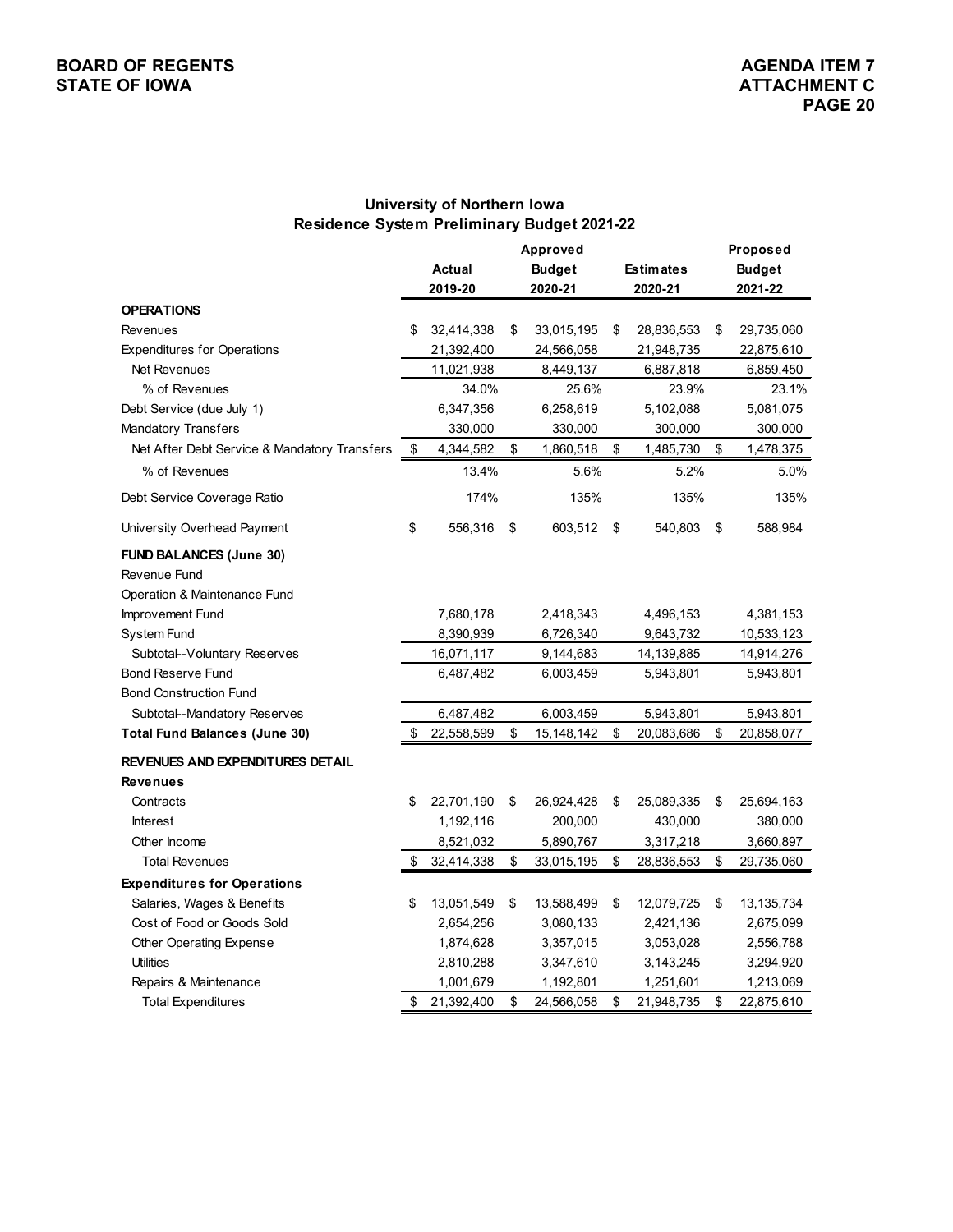**BOARD OF REGENTS**
**STATE OF IOWA**

**AGENDA ITEM 7**
**ATTACHMENT C**

## University of Northern Iowa
## Residence System Preliminary Budget 2021-22

| | Actual 2019-20 | Approved Budget 2020-21 | Estimates 2020-21 | Proposed Budget 2021-22 |
|---|---|---|---|---|
| **OPERATIONS** | | | | |
| Revenues | $ 32,414,338 | $ 33,015,195 | $ 28,836,553 | $ 29,735,060 |
| Expenditures for Operations | 21,392,400 | 24,566,058 | 21,948,735 | 22,875,610 |
| Net Revenues | 11,021,938 | 8,449,137 | 6,887,818 | 6,859,450 |
| % of Revenues | 34.0% | 25.6% | 23.9% | 23.1% |
| Debt Service (due July 1) | 6,347,356 | 6,258,619 | 5,102,088 | 5,081,075 |
| Mandatory Transfers | 330,000 | 330,000 | 300,000 | 300,000 |
| Net After Debt Service & Mandatory Transfers | $ 4,344,582 | $ 1,860,518 | $ 1,485,730 | $ 1,478,375 |
| % of Revenues | 13.4% | 5.6% | 5.2% | 5.0% |
| Debt Service Coverage Ratio | 174% | 135% | 135% | 135% |
| University Overhead Payment | $ 556,316 | $ 603,512 | $ 540,803 | $ 588,984 |
| **FUND BALANCES (June 30)** | | | | |
| Revenue Fund | | | | |
| Operation & Maintenance Fund | | | | |
| Improvement Fund | 7,680,178 | 2,418,343 | 4,496,153 | 4,381,153 |
| System Fund | 8,390,939 | 6,726,340 | 9,643,732 | 10,533,123 |
| Subtotal--Voluntary Reserves | 16,071,117 | 9,144,683 | 14,139,885 | 14,914,276 |
| Bond Reserve Fund | 6,487,482 | 6,003,459 | 5,943,801 | 5,943,801 |
| Bond Construction Fund | | | | |
| Subtotal--Mandatory Reserves | 6,487,482 | 6,003,459 | 5,943,801 | 5,943,801 |
| **Total Fund Balances (June 30)** | $ 22,558,599 | $ 15,148,142 | $ 20,083,686 | $ 20,858,077 |
| **REVENUES AND EXPENDITURES DETAIL** | | | | |
| **Revenues** | | | | |
| Contracts | $ 22,701,190 | $ 26,924,428 | $ 25,089,335 | $ 25,694,163 |
| Interest | 1,192,116 | 200,000 | 430,000 | 380,000 |
| Other Income | 8,521,032 | 5,890,767 | 3,317,218 | 3,660,897 |
| Total Revenues | $ 32,414,338 | $ 33,015,195 | $ 28,836,553 | $ 29,735,060 |
| **Expenditures for Operations** | | | | |
| Salaries, Wages & Benefits | $ 13,051,549 | $ 13,588,499 | $ 12,079,725 | $ 13,135,734 |
| Cost of Food or Goods Sold | 2,654,256 | 3,080,133 | 2,421,136 | 2,675,099 |
| Other Operating Expense | 1,874,628 | 3,357,015 | 3,053,028 | 2,556,788 |
| Utilities | 2,810,288 | 3,347,610 | 3,143,245 | 3,294,920 |
| Repairs & Maintenance | 1,001,679 | 1,192,801 | 1,251,601 | 1,213,069 |
| Total Expenditures | $ 21,392,400 | $ 24,566,058 | $ 21,948,735 | $ 22,875,610 |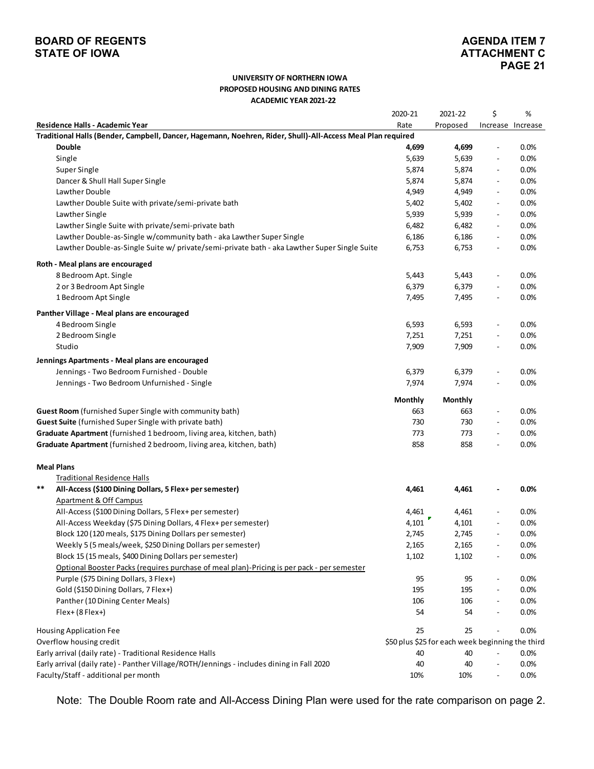BOARD OF REGENTS
STATE OF IOWA

AGENDA ITEM 7
ATTACHMENT C

**UNIVERSITY OF NORTHERN IOWA**
**PROPOSED HOUSING AND DINING RATES**
**ACADEMIC YEAR 2021-22**

| Residence Halls - Academic Year | 2020-21 Rate | 2021-22 Proposed | $ Increase | % Increase |
|---|---|---|---|---|
| **Traditional Halls (Bender, Campbell, Dancer, Hagemann, Noehren, Rider, Shull)-All-Access Meal Plan required** | | | | |
| **Double** | **4,699** | **4,699** | - | 0.0% |
| Single | 5,639 | 5,639 | - | 0.0% |
| Super Single | 5,874 | 5,874 | - | 0.0% |
| Dancer & Shull Hall Super Single | 5,874 | 5,874 | - | 0.0% |
| Lawther Double | 4,949 | 4,949 | - | 0.0% |
| Lawther Double Suite with private/semi-private bath | 5,402 | 5,402 | - | 0.0% |
| Lawther Single | 5,939 | 5,939 | - | 0.0% |
| Lawther Single Suite with private/semi-private bath | 6,482 | 6,482 | - | 0.0% |
| Lawther Double-as-Single w/community bath - aka Lawther Super Single | 6,186 | 6,186 | - | 0.0% |
| Lawther Double-as-Single Suite w/ private/semi-private bath - aka Lawther Super Single Suite | 6,753 | 6,753 | - | 0.0% |
| **Roth - Meal plans are encouraged** | | | | |
| 8 Bedroom Apt. Single | 5,443 | 5,443 | - | 0.0% |
| 2 or 3 Bedroom Apt Single | 6,379 | 6,379 | - | 0.0% |
| 1 Bedroom Apt Single | 7,495 | 7,495 | - | 0.0% |
| **Panther Village - Meal plans are encouraged** | | | | |
| 4 Bedroom Single | 6,593 | 6,593 | - | 0.0% |
| 2 Bedroom Single | 7,251 | 7,251 | - | 0.0% |
| Studio | 7,909 | 7,909 | - | 0.0% |
| **Jennings Apartments - Meal plans are encouraged** | | | | |
| Jennings - Two Bedroom Furnished - Double | 6,379 | 6,379 | - | 0.0% |
| Jennings - Two Bedroom Unfurnished - Single | 7,974 | 7,974 | - | 0.0% |
| | **Monthly** | **Monthly** | | |
| **Guest Room** (furnished Super Single with community bath) | 663 | 663 | - | 0.0% |
| **Guest Suite** (furnished Super Single with private bath) | 730 | 730 | - | 0.0% |
| **Graduate Apartment** (furnished 1 bedroom, living area, kitchen, bath) | 773 | 773 | - | 0.0% |
| **Graduate Apartment** (furnished 2 bedroom, living area, kitchen, bath) | 858 | 858 | - | 0.0% |
| **Meal Plans** | | | | |
| Traditional Residence Halls | | | | |
| ** **All-Access ($100 Dining Dollars, 5 Flex+ per semester)** | **4,461** | **4,461** | **-** | **0.0%** |
| Apartment & Off Campus | | | | |
| All-Access ($100 Dining Dollars, 5 Flex+ per semester) | 4,461 | 4,461 | - | 0.0% |
| All-Access Weekday ($75 Dining Dollars, 4 Flex+ per semester) | 4,101 | 4,101 | - | 0.0% |
| Block 120 (120 meals, $175 Dining Dollars per semester) | 2,745 | 2,745 | - | 0.0% |
| Weekly 5 (5 meals/week, $250 Dining Dollars per semester) | 2,165 | 2,165 | - | 0.0% |
| Block 15 (15 meals, $400 Dining Dollars per semester) | 1,102 | 1,102 | - | 0.0% |
| Optional Booster Packs (requires purchase of meal plan)-Pricing is per pack - per semester | | | | |
| Purple ($75 Dining Dollars, 3 Flex+) | 95 | 95 | - | 0.0% |
| Gold ($150 Dining Dollars, 7 Flex+) | 195 | 195 | - | 0.0% |
| Panther (10 Dining Center Meals) | 106 | 106 | - | 0.0% |
| Flex+ (8 Flex+) | 54 | 54 | - | 0.0% |
| Housing Application Fee | 25 | 25 | - | 0.0% |
| Overflow housing credit | $50 plus $25 for each week beginning the third | | | |
| Early arrival (daily rate) - Traditional Residence Halls | 40 | 40 | - | 0.0% |
| Early arrival (daily rate) - Panther Village/ROTH/Jennings - includes dining in Fall 2020 | 40 | 40 | - | 0.0% |
| Faculty/Staff - additional per month | 10% | 10% | - | 0.0% |

Note: The Double Room rate and All-Access Dining Plan were used for the rate comparison on page 2.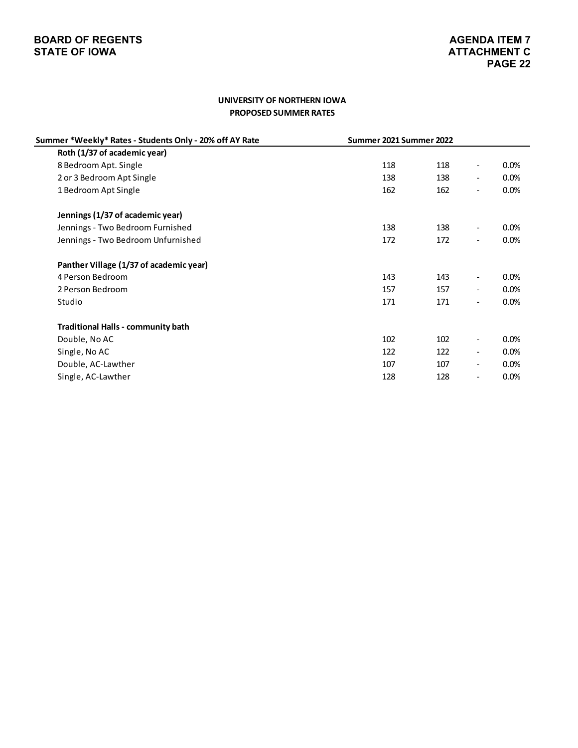**BOARD OF REGENTS**
**STATE OF IOWA**

**AGENDA ITEM 7**
**ATTACHMENT C**

## UNIVERSITY OF NORTHERN IOWA
## PROPOSED SUMMER RATES

| Summer *Weekly* Rates - Students Only - 20% off AY Rate | Summer 2021 | Summer 2022 | | |
|---|---|---|---|---|
| **Roth (1/37 of academic year)** | | | | |
| 8 Bedroom Apt. Single | 118 | 118 | - | 0.0% |
| 2 or 3 Bedroom Apt Single | 138 | 138 | - | 0.0% |
| 1 Bedroom Apt Single | 162 | 162 | - | 0.0% |
| | | | | |
| **Jennings (1/37 of academic year)** | | | | |
| Jennings - Two Bedroom Furnished | 138 | 138 | - | 0.0% |
| Jennings - Two Bedroom Unfurnished | 172 | 172 | - | 0.0% |
| | | | | |
| **Panther Village (1/37 of academic year)** | | | | |
| 4 Person Bedroom | 143 | 143 | - | 0.0% |
| 2 Person Bedroom | 157 | 157 | - | 0.0% |
| Studio | 171 | 171 | - | 0.0% |
| | | | | |
| **Traditional Halls - community bath** | | | | |
| Double, No AC | 102 | 102 | - | 0.0% |
| Single, No AC | 122 | 122 | - | 0.0% |
| Double, AC-Lawther | 107 | 107 | - | 0.0% |
| Single, AC-Lawther | 128 | 128 | - | 0.0% |